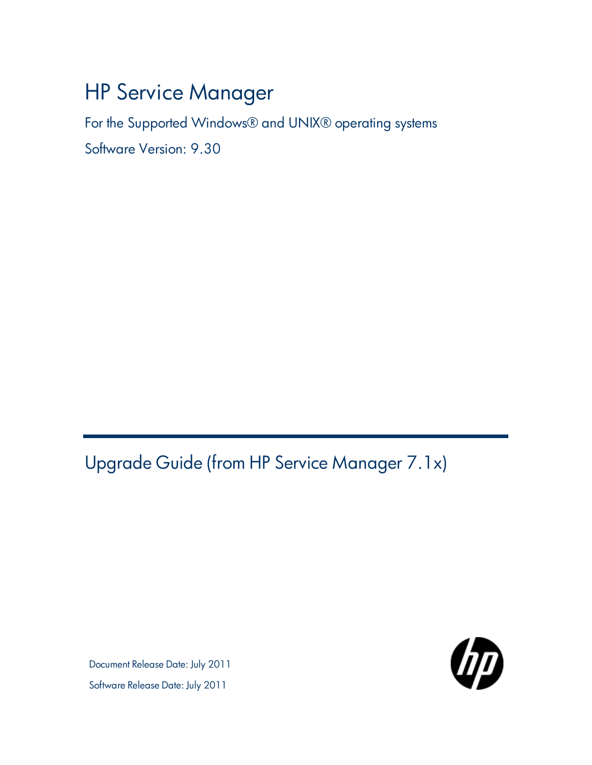# HP Service Manager

For the Supported Windows® and UNIX® operating systems

Software Version: 9.30

## Upgrade Guide (from HP Service Manager 7.1x)

Document Release Date: July 2011

Software Release Date: July 2011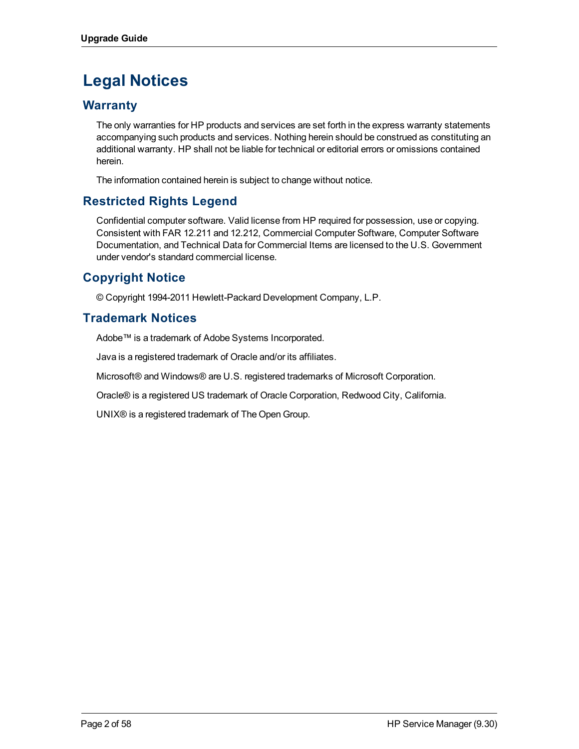# Legal Notices

## Warranty

The only warranties for HP products and services are set forth in the express warranty statements accompanying such products and services. Nothing herein should be construed as constituting an additional warranty. HP shall not be liable for technical or editorial errors or omissions contained herein.

The information contained herein is subject to change without notice.

## Restricted Rights Legend

Confidential computer software. Valid license from HP required for possession, use or copying. Consistent with FAR 12.211 and 12.212, Commercial Computer Software, Computer Software Documentation, and Technical Data for Commercial Items are licensed to the U.S. Government under vendor's standard commercial license.

## Copyright Notice

© Copyright 1994-2011 Hewlett-Packard Development Company, L.P.

## Trademark Notices

Adobe™ is a trademark of Adobe Systems Incorporated.

Java is a registered trademark of Oracle and/or its affiliates.

Microsoft® and Windows® are U.S. registered trademarks of Microsoft Corporation.

Oracle® is a registered US trademark of Oracle Corporation, Redwood City, California.

UNIX® is a registered trademark of The Open Group.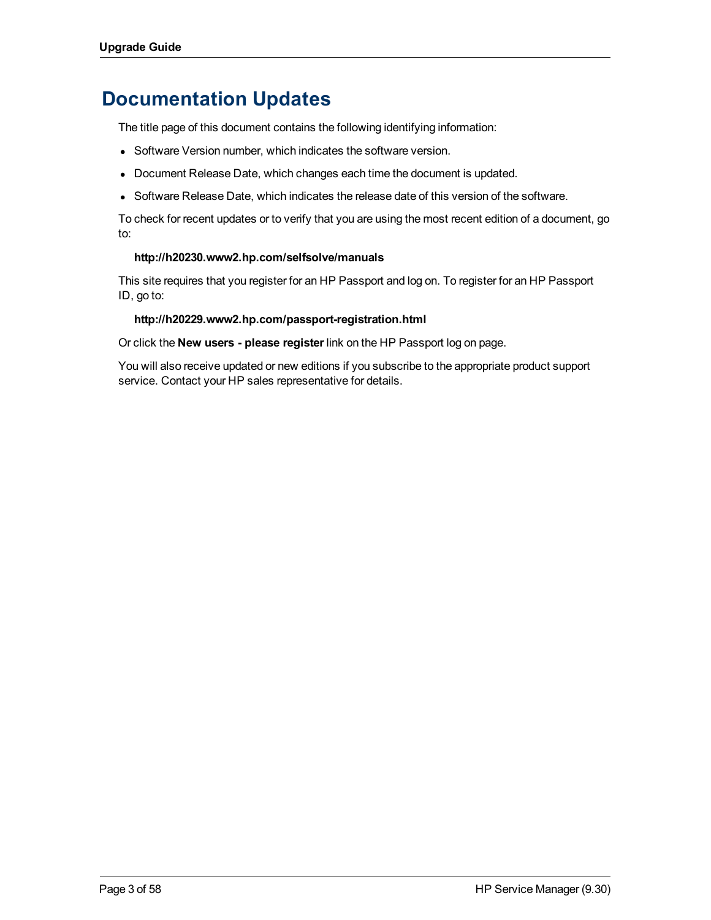# Documentation Updates

The title page of this document contains the following identifying information:

- Software Version number, which indicates the software version.
- Document Release Date, which changes each time the document is updated.
- Software Release Date, which indicates the release date of this version of the software.

To check for recent updates or to verify that you are using the most recent edition of a document, go to:

**http://h20230.www2.hp.com/selfsolve/manuals**

This site requires that you register for an HP Passport and log on. To register for an HP Passport ID, go to:

**http://h20229.www2.hp.com/passport-registration.html**

Or click the **New users - please register** link on the HP Passport log on page.

You will also receive updated or new editions if you subscribe to the appropriate product support service. Contact your HP sales representative for details.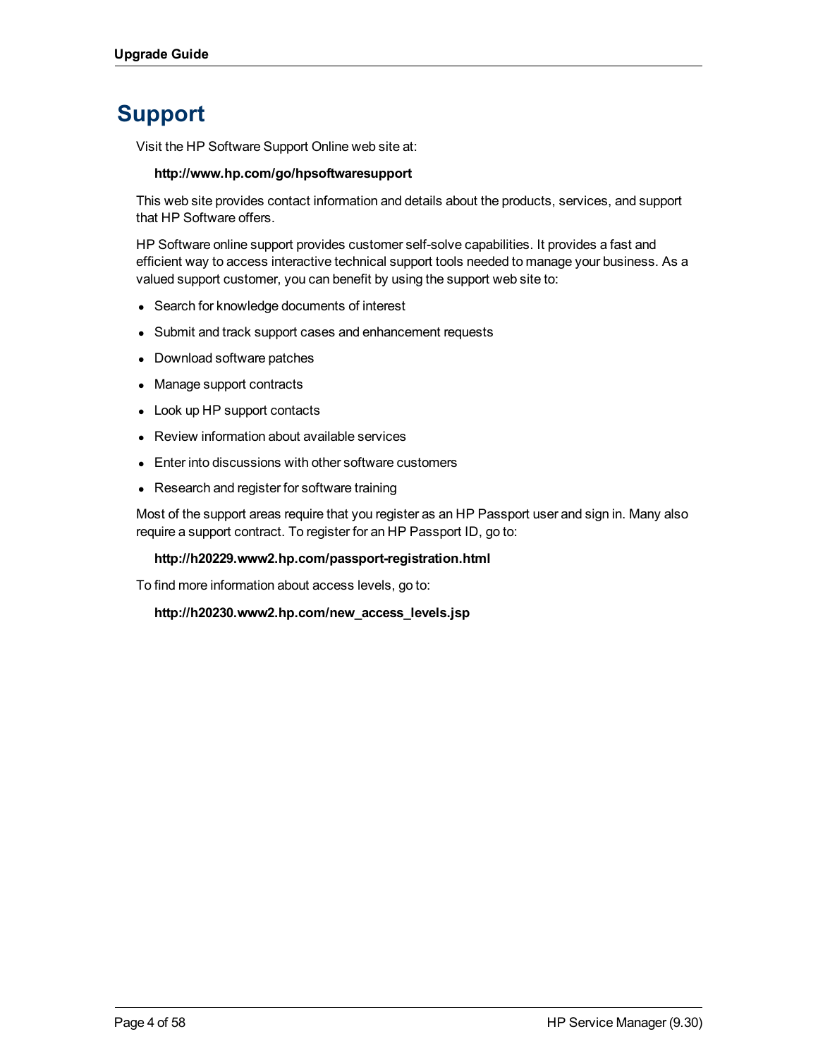# Support

Visit the HP Software Support Online web site at:

**http://www.hp.com/go/hpsoftwaresupport**

This web site provides contact information and details about the products, services, and support that HP Software offers.

HP Software online support provides customer self-solve capabilities. It provides a fast and efficient way to access interactive technical support tools needed to manage your business. As a valued support customer, you can benefit by using the support web site to:

- Search for knowledge documents of interest
- Submit and track support cases and enhancement requests
- Download software patches
- Manage support contracts
- Look up HP support contacts
- Review information about available services
- Enter into discussions with other software customers
- Research and register for software training

Most of the support areas require that you register as an HP Passport user and sign in. Many also require a support contract. To register for an HP Passport ID, go to:

**http://h20229.www2.hp.com/passport-registration.html**

To find more information about access levels, go to:

**http://h20230.www2.hp.com/new_access_levels.jsp**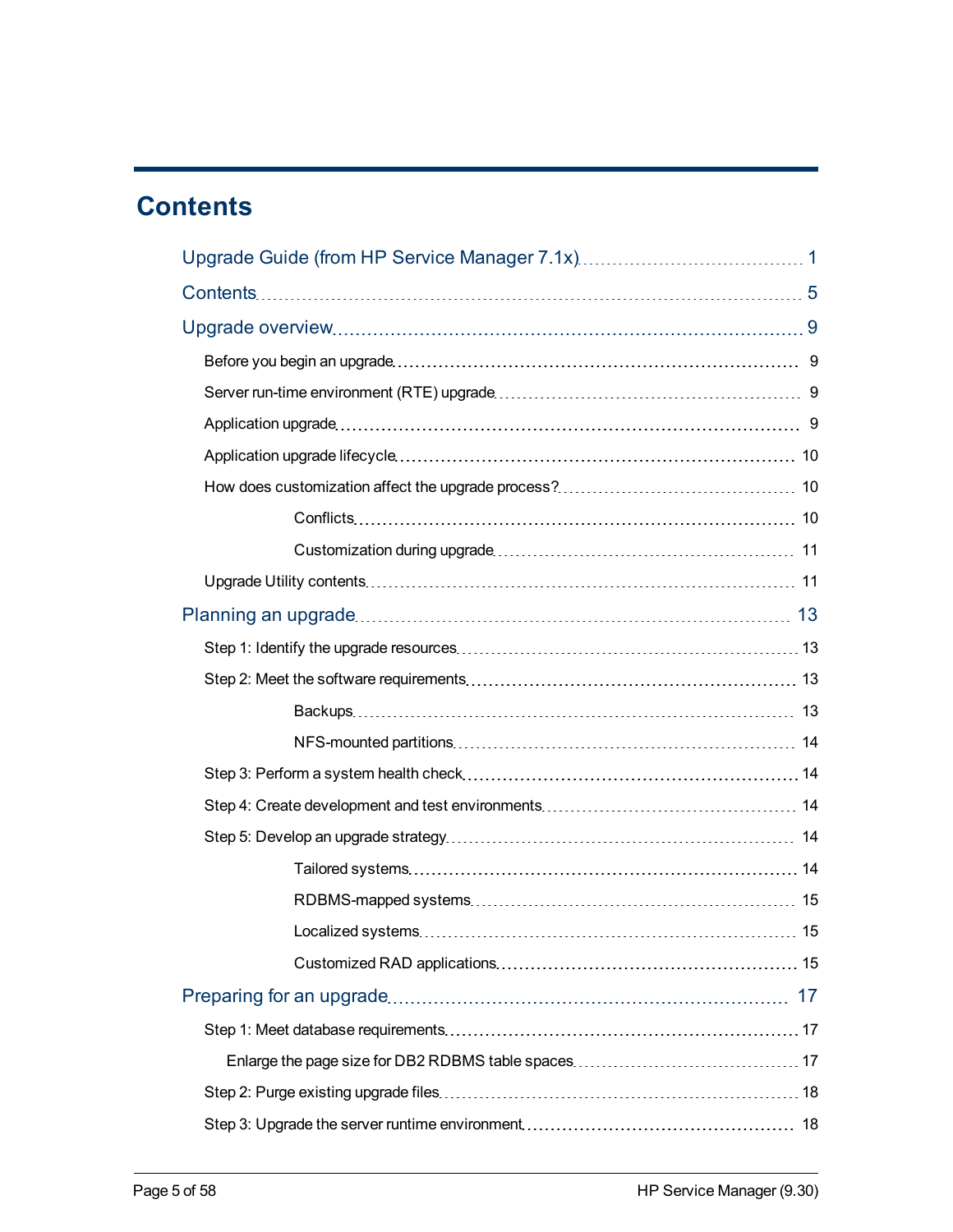# Contents

Upgrade Guide (from HP Service Manager 7.1x) ..... 1

Contents ..... 5

Upgrade overview ..... 9

- Before you begin an upgrade ..... 9
- Server run-time environment (RTE) upgrade ..... 9
- Application upgrade ..... 9
- Application upgrade lifecycle ..... 10
- How does customization affect the upgrade process? ..... 10
  - Conflicts ..... 10
  - Customization during upgrade ..... 11
- Upgrade Utility contents ..... 11

Planning an upgrade ..... 13

- Step 1: Identify the upgrade resources ..... 13
- Step 2: Meet the software requirements ..... 13
  - Backups ..... 13
  - NFS-mounted partitions ..... 14
- Step 3: Perform a system health check ..... 14
- Step 4: Create development and test environments ..... 14
- Step 5: Develop an upgrade strategy ..... 14
  - Tailored systems ..... 14
  - RDBMS-mapped systems ..... 15
  - Localized systems ..... 15
  - Customized RAD applications ..... 15

Preparing for an upgrade ..... 17

- Step 1: Meet database requirements ..... 17
  - Enlarge the page size for DB2 RDBMS table spaces ..... 17
- Step 2: Purge existing upgrade files ..... 18
- Step 3: Upgrade the server runtime environment ..... 18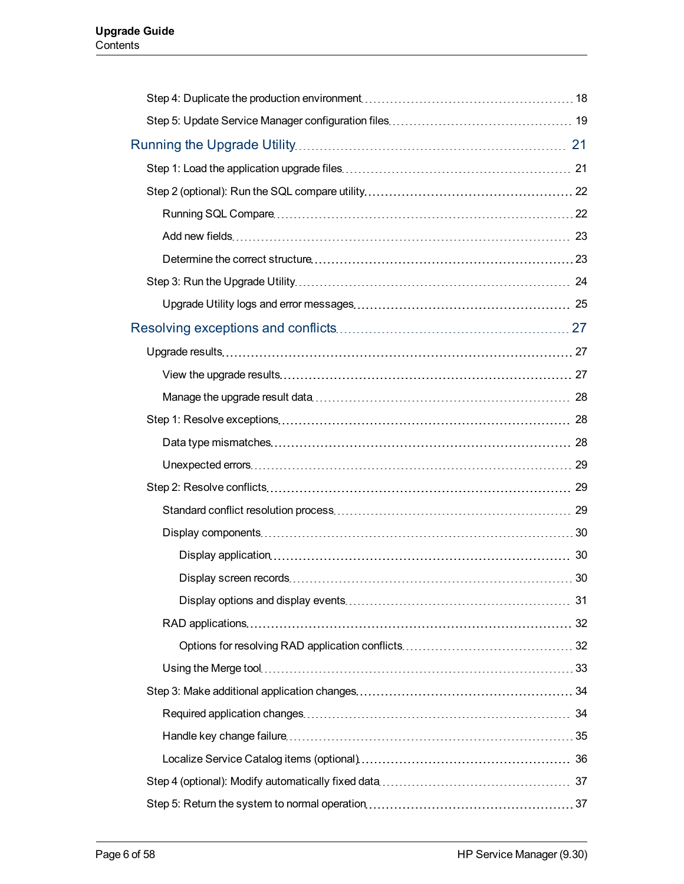- Step 4: Duplicate the production environment 18
- Step 5: Update Service Manager configuration files 19

Running the Upgrade Utility 21

- Step 1: Load the application upgrade files 21
- Step 2 (optional): Run the SQL compare utility 22
  - Running SQL Compare 22
  - Add new fields 23
  - Determine the correct structure 23
- Step 3: Run the Upgrade Utility 24
  - Upgrade Utility logs and error messages 25

Resolving exceptions and conflicts 27

- Upgrade results 27
  - View the upgrade results 27
  - Manage the upgrade result data 28
- Step 1: Resolve exceptions 28
  - Data type mismatches 28
  - Unexpected errors 29
- Step 2: Resolve conflicts 29
  - Standard conflict resolution process 29
  - Display components 30
    - Display application 30
    - Display screen records 30
    - Display options and display events 31
  - RAD applications 32
    - Options for resolving RAD application conflicts 32
  - Using the Merge tool 33
- Step 3: Make additional application changes 34
  - Required application changes 34
  - Handle key change failure 35
  - Localize Service Catalog items (optional) 36
- Step 4 (optional): Modify automatically fixed data 37
- Step 5: Return the system to normal operation 37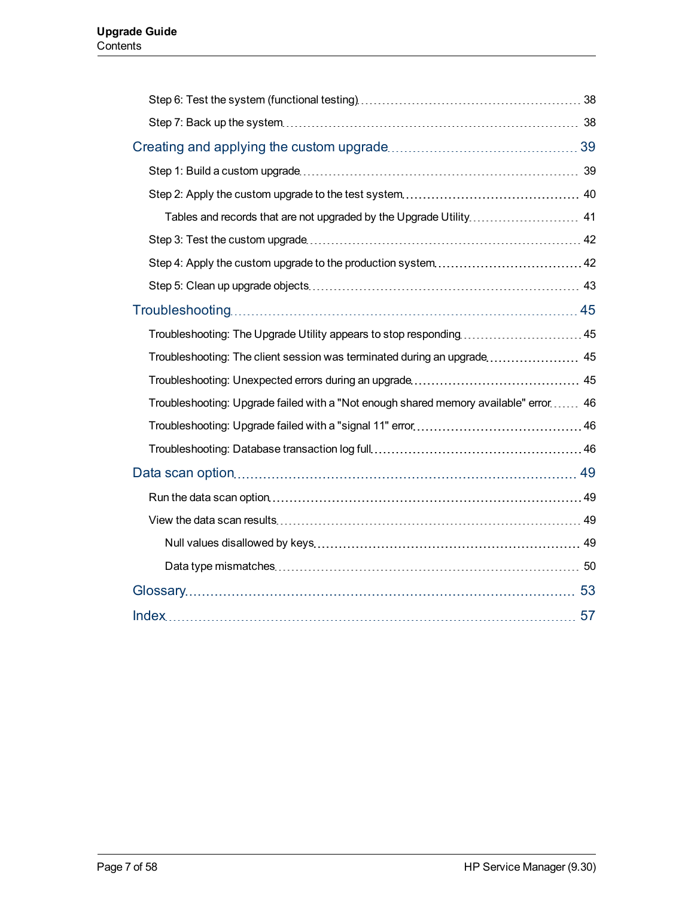Step 6: Test the system (functional testing) 38

Step 7: Back up the system 38

Creating and applying the custom upgrade 39

Step 1: Build a custom upgrade 39

Step 2: Apply the custom upgrade to the test system 40

Tables and records that are not upgraded by the Upgrade Utility 41

Step 3: Test the custom upgrade 42

Step 4: Apply the custom upgrade to the production system 42

Step 5: Clean up upgrade objects 43

Troubleshooting 45

Troubleshooting: The Upgrade Utility appears to stop responding 45

Troubleshooting: The client session was terminated during an upgrade 45

Troubleshooting: Unexpected errors during an upgrade 45

Troubleshooting: Upgrade failed with a "Not enough shared memory available" error 46

Troubleshooting: Upgrade failed with a "signal 11" error 46

Troubleshooting: Database transaction log full 46

Data scan option 49

Run the data scan option 49

View the data scan results 49

Null values disallowed by keys 49

Data type mismatches 50

Glossary 53

Index 57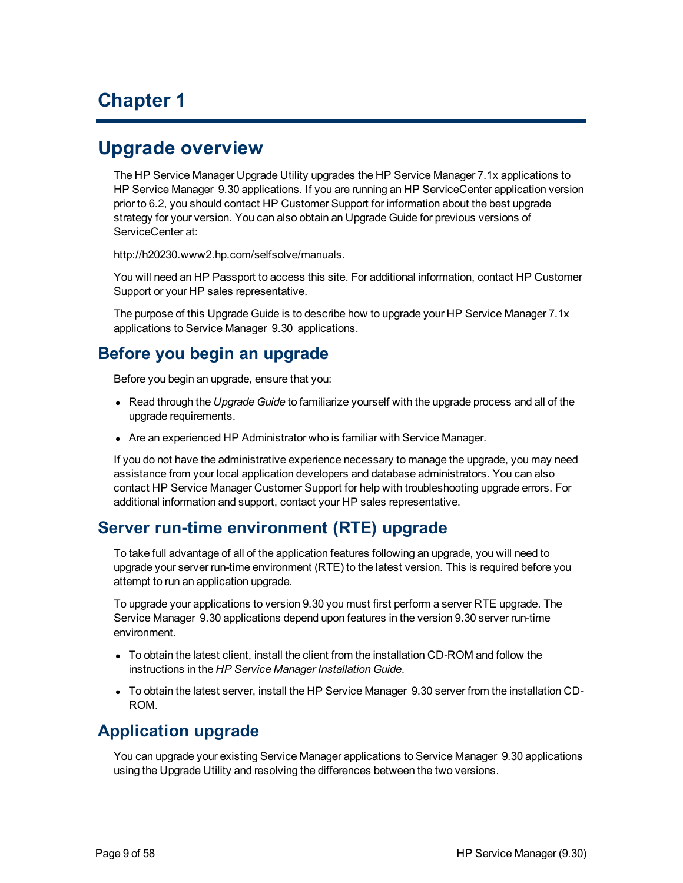# Chapter 1

# Upgrade overview

The HP Service Manager Upgrade Utility upgrades the HP Service Manager 7.1x applications to HP Service Manager 9.30 applications. If you are running an HP ServiceCenter application version prior to 6.2, you should contact HP Customer Support for information about the best upgrade strategy for your version. You can also obtain an Upgrade Guide for previous versions of ServiceCenter at:

http://h20230.www2.hp.com/selfsolve/manuals.

You will need an HP Passport to access this site. For additional information, contact HP Customer Support or your HP sales representative.

The purpose of this Upgrade Guide is to describe how to upgrade your HP Service Manager 7.1x applications to Service Manager 9.30 applications.

## Before you begin an upgrade

Before you begin an upgrade, ensure that you:

- Read through the *Upgrade Guide* to familiarize yourself with the upgrade process and all of the upgrade requirements.
- Are an experienced HP Administrator who is familiar with Service Manager.

If you do not have the administrative experience necessary to manage the upgrade, you may need assistance from your local application developers and database administrators. You can also contact HP Service Manager Customer Support for help with troubleshooting upgrade errors. For additional information and support, contact your HP sales representative.

## Server run-time environment (RTE) upgrade

To take full advantage of all of the application features following an upgrade, you will need to upgrade your server run-time environment (RTE) to the latest version. This is required before you attempt to run an application upgrade.

To upgrade your applications to version 9.30 you must first perform a server RTE upgrade. The Service Manager 9.30 applications depend upon features in the version 9.30 server run-time environment.

- To obtain the latest client, install the client from the installation CD-ROM and follow the instructions in the *HP Service Manager Installation Guide*.
- To obtain the latest server, install the HP Service Manager 9.30 server from the installation CD-ROM.

## Application upgrade

You can upgrade your existing Service Manager applications to Service Manager 9.30 applications using the Upgrade Utility and resolving the differences between the two versions.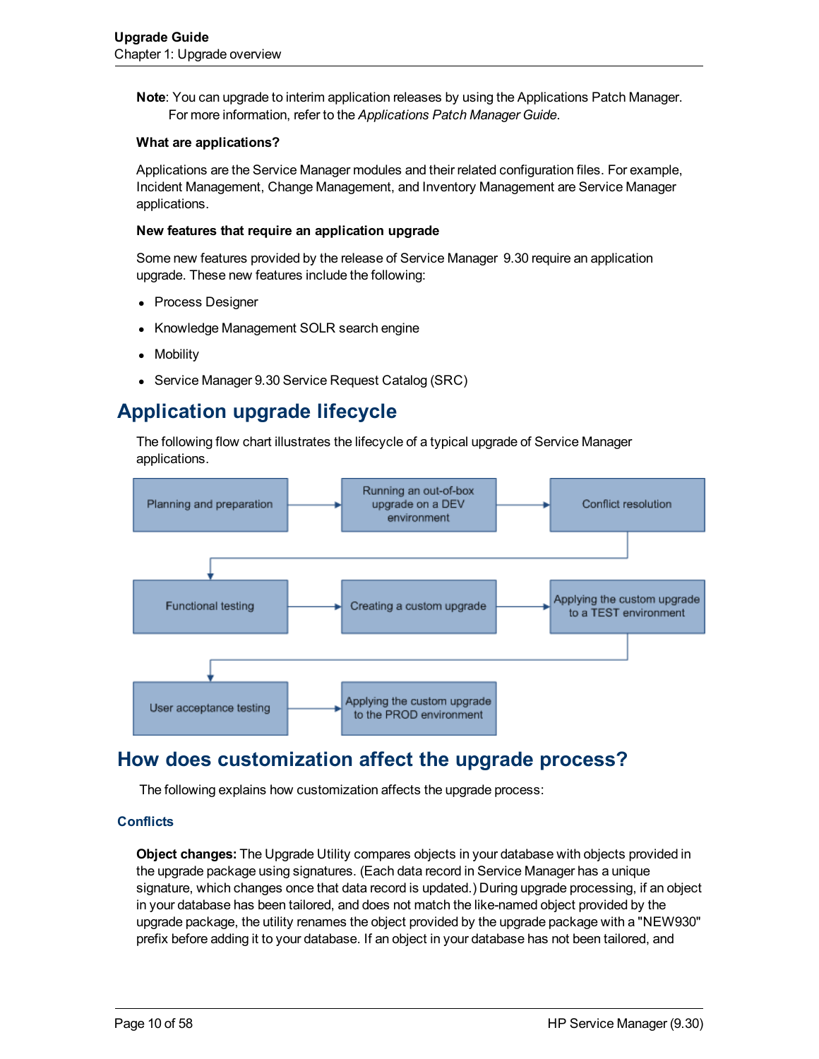**Note**: You can upgrade to interim application releases by using the Applications Patch Manager. For more information, refer to the *Applications Patch Manager Guide*.

**What are applications?**

Applications are the Service Manager modules and their related configuration files. For example, Incident Management, Change Management, and Inventory Management are Service Manager applications.

**New features that require an application upgrade**

Some new features provided by the release of Service Manager 9.30 require an application upgrade. These new features include the following:

- Process Designer
- Knowledge Management SOLR search engine
- Mobility
- Service Manager 9.30 Service Request Catalog (SRC)

# Application upgrade lifecycle

The following flow chart illustrates the lifecycle of a typical upgrade of Service Manager applications.

Planning and preparation → Running an out-of-box upgrade on a DEV environment → Conflict resolution → Functional testing → Creating a custom upgrade → Applying the custom upgrade to a TEST environment → User acceptance testing → Applying the custom upgrade to the PROD environment

# How does customization affect the upgrade process?

The following explains how customization affects the upgrade process:

## Conflicts

**Object changes:** The Upgrade Utility compares objects in your database with objects provided in the upgrade package using signatures. (Each data record in Service Manager has a unique signature, which changes once that data record is updated.) During upgrade processing, if an object in your database has been tailored, and does not match the like-named object provided by the upgrade package, the utility renames the object provided by the upgrade package with a "NEW930" prefix before adding it to your database. If an object in your database has not been tailored, and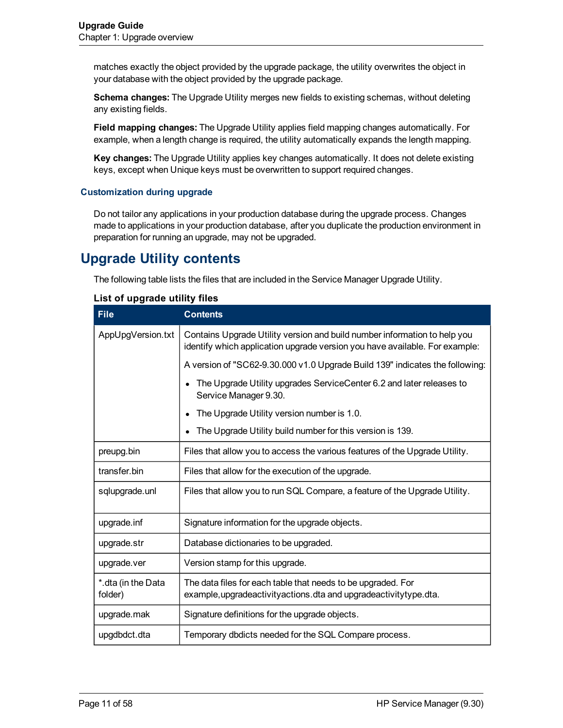matches exactly the object provided by the upgrade package, the utility overwrites the object in your database with the object provided by the upgrade package.

**Schema changes:** The Upgrade Utility merges new fields to existing schemas, without deleting any existing fields.

**Field mapping changes:** The Upgrade Utility applies field mapping changes automatically. For example, when a length change is required, the utility automatically expands the length mapping.

**Key changes:** The Upgrade Utility applies key changes automatically. It does not delete existing keys, except when Unique keys must be overwritten to support required changes.

### Customization during upgrade

Do not tailor any applications in your production database during the upgrade process. Changes made to applications in your production database, after you duplicate the production environment in preparation for running an upgrade, may not be upgraded.

## Upgrade Utility contents

The following table lists the files that are included in the Service Manager Upgrade Utility.

**List of upgrade utility files**

| File | Contents |
|---|---|
| AppUpgVersion.txt | Contains Upgrade Utility version and build number information to help you identify which application upgrade version you have available. For example:<br><br>A version of "SC62-9.30.000 v1.0 Upgrade Build 139" indicates the following:<br><br>• The Upgrade Utility upgrades ServiceCenter 6.2 and later releases to Service Manager 9.30.<br>• The Upgrade Utility version number is 1.0.<br>• The Upgrade Utility build number for this version is 139. |
| preupg.bin | Files that allow you to access the various features of the Upgrade Utility. |
| transfer.bin | Files that allow for the execution of the upgrade. |
| sqlupgrade.unl | Files that allow you to run SQL Compare, a feature of the Upgrade Utility. |
| upgrade.inf | Signature information for the upgrade objects. |
| upgrade.str | Database dictionaries to be upgraded. |
| upgrade.ver | Version stamp for this upgrade. |
| *.dta (in the Data folder) | The data files for each table that needs to be upgraded. For example,upgradeactivityactions.dta and upgradeactivitytype.dta. |
| upgrade.mak | Signature definitions for the upgrade objects. |
| upgdbdct.dta | Temporary dbdicts needed for the SQL Compare process. |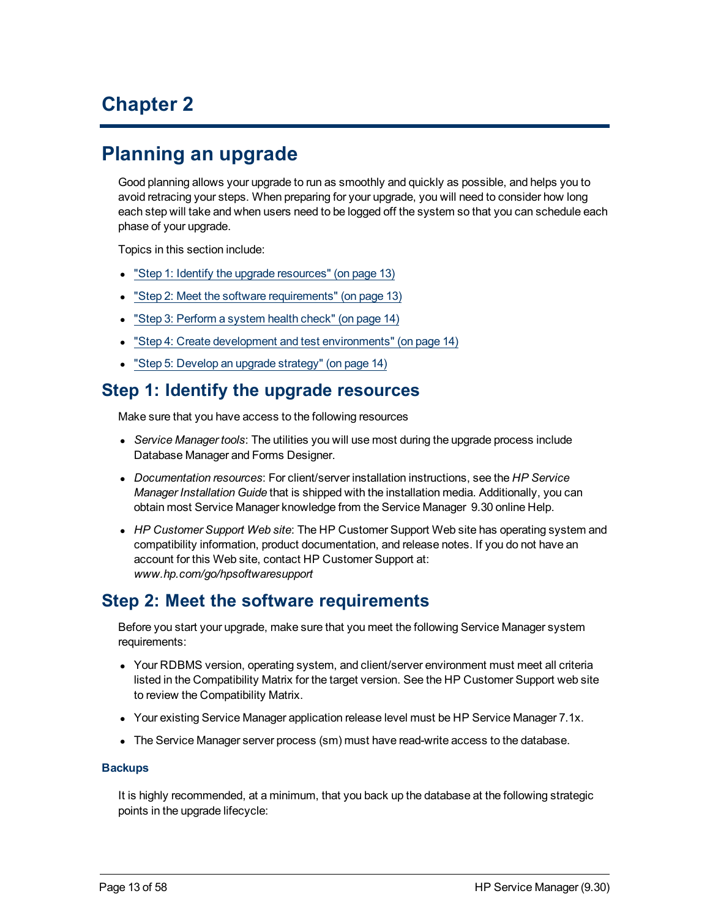# Chapter 2

# Planning an upgrade

Good planning allows your upgrade to run as smoothly and quickly as possible, and helps you to avoid retracing your steps. When preparing for your upgrade, you will need to consider how long each step will take and when users need to be logged off the system so that you can schedule each phase of your upgrade.

Topics in this section include:

- "Step 1: Identify the upgrade resources" (on page 13)
- "Step 2: Meet the software requirements" (on page 13)
- "Step 3: Perform a system health check" (on page 14)
- "Step 4: Create development and test environments" (on page 14)
- "Step 5: Develop an upgrade strategy" (on page 14)

## Step 1: Identify the upgrade resources

Make sure that you have access to the following resources

- *Service Manager tools*: The utilities you will use most during the upgrade process include Database Manager and Forms Designer.
- *Documentation resources*: For client/server installation instructions, see the *HP Service Manager Installation Guide* that is shipped with the installation media. Additionally, you can obtain most Service Manager knowledge from the Service Manager 9.30 online Help.
- *HP Customer Support Web site*: The HP Customer Support Web site has operating system and compatibility information, product documentation, and release notes. If you do not have an account for this Web site, contact HP Customer Support at: *www.hp.com/go/hpsoftwaresupport*

## Step 2: Meet the software requirements

Before you start your upgrade, make sure that you meet the following Service Manager system requirements:

- Your RDBMS version, operating system, and client/server environment must meet all criteria listed in the Compatibility Matrix for the target version. See the HP Customer Support web site to review the Compatibility Matrix.
- Your existing Service Manager application release level must be HP Service Manager 7.1x.
- The Service Manager server process (sm) must have read-write access to the database.

#### Backups

It is highly recommended, at a minimum, that you back up the database at the following strategic points in the upgrade lifecycle: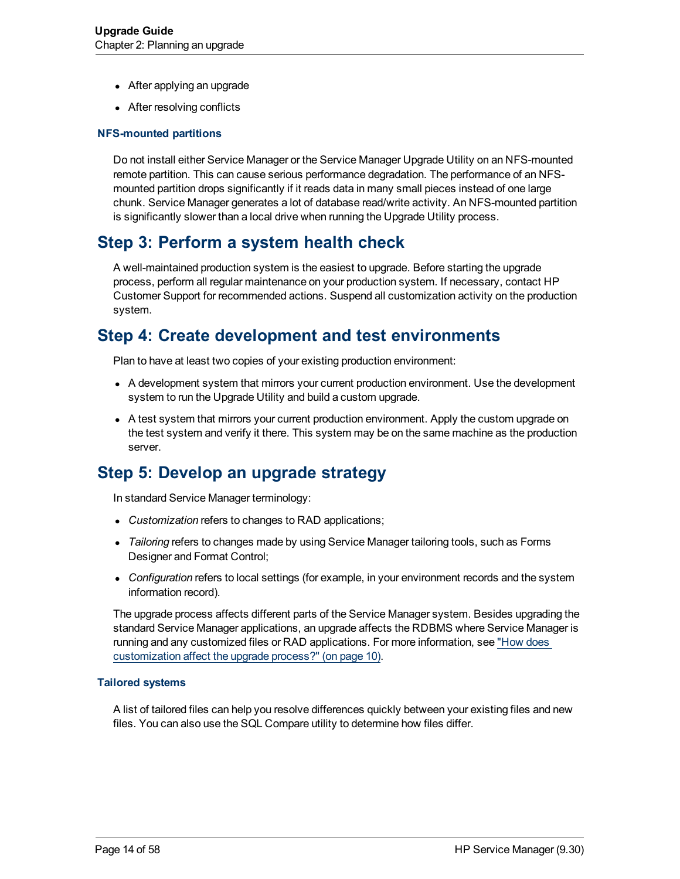- After applying an upgrade
- After resolving conflicts

### NFS-mounted partitions

Do not install either Service Manager or the Service Manager Upgrade Utility on an NFS-mounted remote partition. This can cause serious performance degradation. The performance of an NFS-mounted partition drops significantly if it reads data in many small pieces instead of one large chunk. Service Manager generates a lot of database read/write activity. An NFS-mounted partition is significantly slower than a local drive when running the Upgrade Utility process.

## Step 3: Perform a system health check

A well-maintained production system is the easiest to upgrade. Before starting the upgrade process, perform all regular maintenance on your production system. If necessary, contact HP Customer Support for recommended actions. Suspend all customization activity on the production system.

## Step 4: Create development and test environments

Plan to have at least two copies of your existing production environment:

- A development system that mirrors your current production environment. Use the development system to run the Upgrade Utility and build a custom upgrade.
- A test system that mirrors your current production environment. Apply the custom upgrade on the test system and verify it there. This system may be on the same machine as the production server.

## Step 5: Develop an upgrade strategy

In standard Service Manager terminology:

- *Customization* refers to changes to RAD applications;
- *Tailoring* refers to changes made by using Service Manager tailoring tools, such as Forms Designer and Format Control;
- *Configuration* refers to local settings (for example, in your environment records and the system information record).

The upgrade process affects different parts of the Service Manager system. Besides upgrading the standard Service Manager applications, an upgrade affects the RDBMS where Service Manager is running and any customized files or RAD applications. For more information, see "How does customization affect the upgrade process?" (on page 10).

### Tailored systems

A list of tailored files can help you resolve differences quickly between your existing files and new files. You can also use the SQL Compare utility to determine how files differ.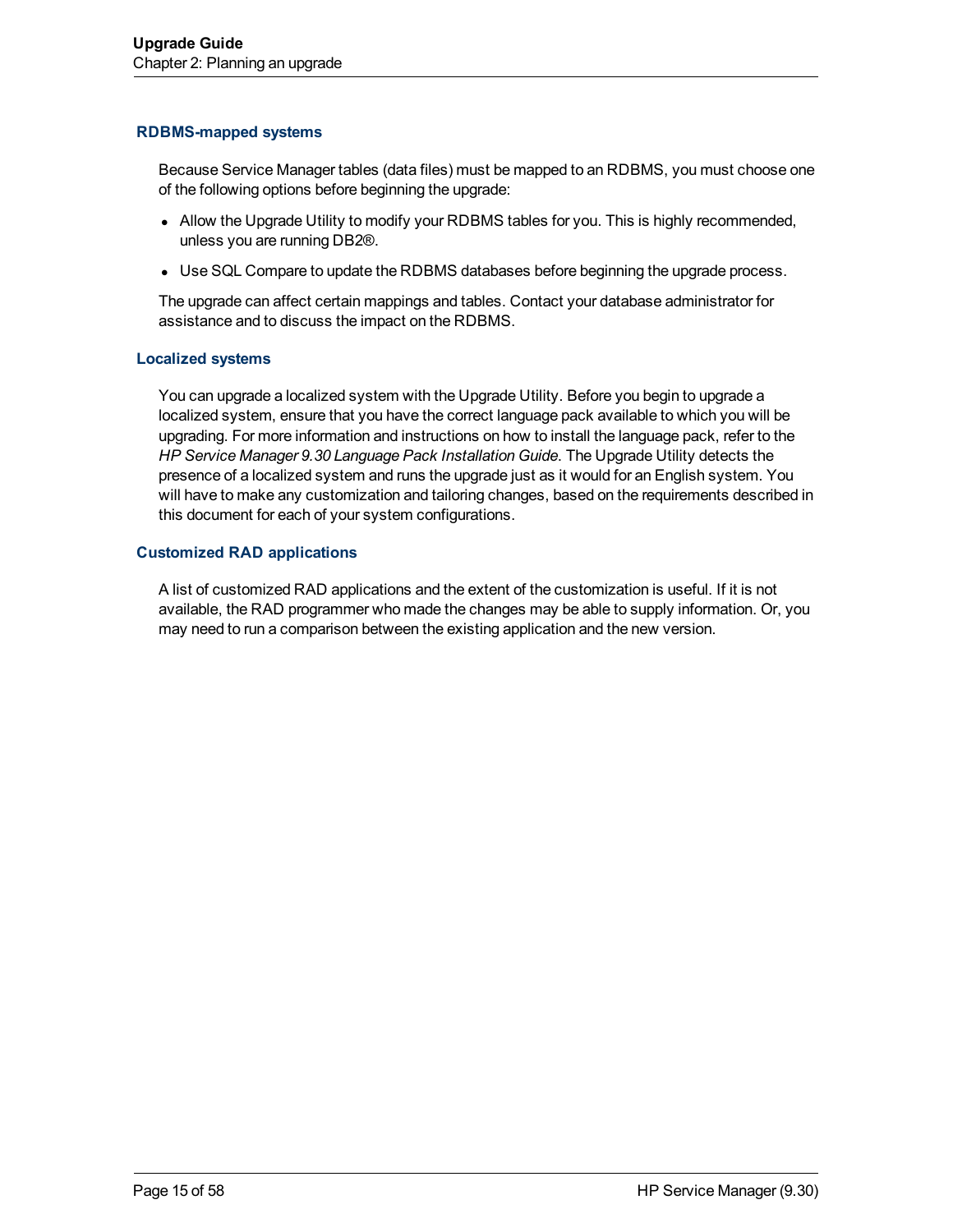### RDBMS-mapped systems

Because Service Manager tables (data files) must be mapped to an RDBMS, you must choose one of the following options before beginning the upgrade:

- Allow the Upgrade Utility to modify your RDBMS tables for you. This is highly recommended, unless you are running DB2®.
- Use SQL Compare to update the RDBMS databases before beginning the upgrade process.

The upgrade can affect certain mappings and tables. Contact your database administrator for assistance and to discuss the impact on the RDBMS.

### Localized systems

You can upgrade a localized system with the Upgrade Utility. Before you begin to upgrade a localized system, ensure that you have the correct language pack available to which you will be upgrading. For more information and instructions on how to install the language pack, refer to the *HP Service Manager 9.30 Language Pack Installation Guide*. The Upgrade Utility detects the presence of a localized system and runs the upgrade just as it would for an English system. You will have to make any customization and tailoring changes, based on the requirements described in this document for each of your system configurations.

### Customized RAD applications

A list of customized RAD applications and the extent of the customization is useful. If it is not available, the RAD programmer who made the changes may be able to supply information. Or, you may need to run a comparison between the existing application and the new version.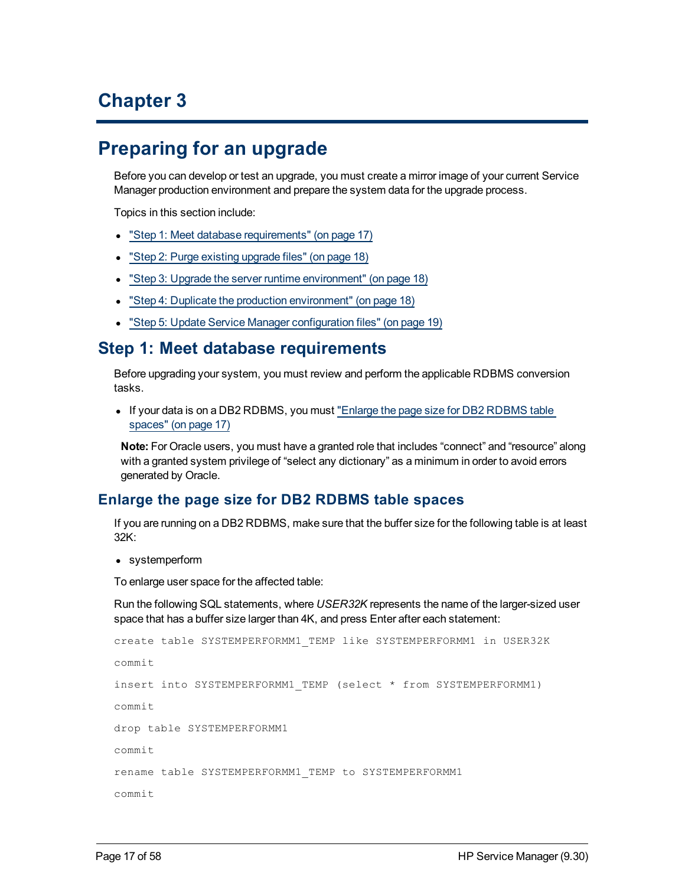# Chapter 3

# Preparing for an upgrade

Before you can develop or test an upgrade, you must create a mirror image of your current Service Manager production environment and prepare the system data for the upgrade process.

Topics in this section include:

- "Step 1: Meet database requirements" (on page 17)
- "Step 2: Purge existing upgrade files" (on page 18)
- "Step 3: Upgrade the server runtime environment" (on page 18)
- "Step 4: Duplicate the production environment" (on page 18)
- "Step 5: Update Service Manager configuration files" (on page 19)

## Step 1: Meet database requirements

Before upgrading your system, you must review and perform the applicable RDBMS conversion tasks.

- If your data is on a DB2 RDBMS, you must "Enlarge the page size for DB2 RDBMS table spaces" (on page 17)

**Note:** For Oracle users, you must have a granted role that includes “connect” and “resource” along with a granted system privilege of “select any dictionary” as a minimum in order to avoid errors generated by Oracle.

### Enlarge the page size for DB2 RDBMS table spaces

If you are running on a DB2 RDBMS, make sure that the buffer size for the following table is at least 32K:

- systemperform

To enlarge user space for the affected table:

Run the following SQL statements, where *USER32K* represents the name of the larger-sized user space that has a buffer size larger than 4K, and press Enter after each statement:

```
create table SYSTEMPERFORMM1_TEMP like SYSTEMPERFORMM1 in USER32K

commit

insert into SYSTEMPERFORMM1_TEMP (select * from SYSTEMPERFORMM1)

commit

drop table SYSTEMPERFORMM1

commit

rename table SYSTEMPERFORMM1_TEMP to SYSTEMPERFORMM1

commit
```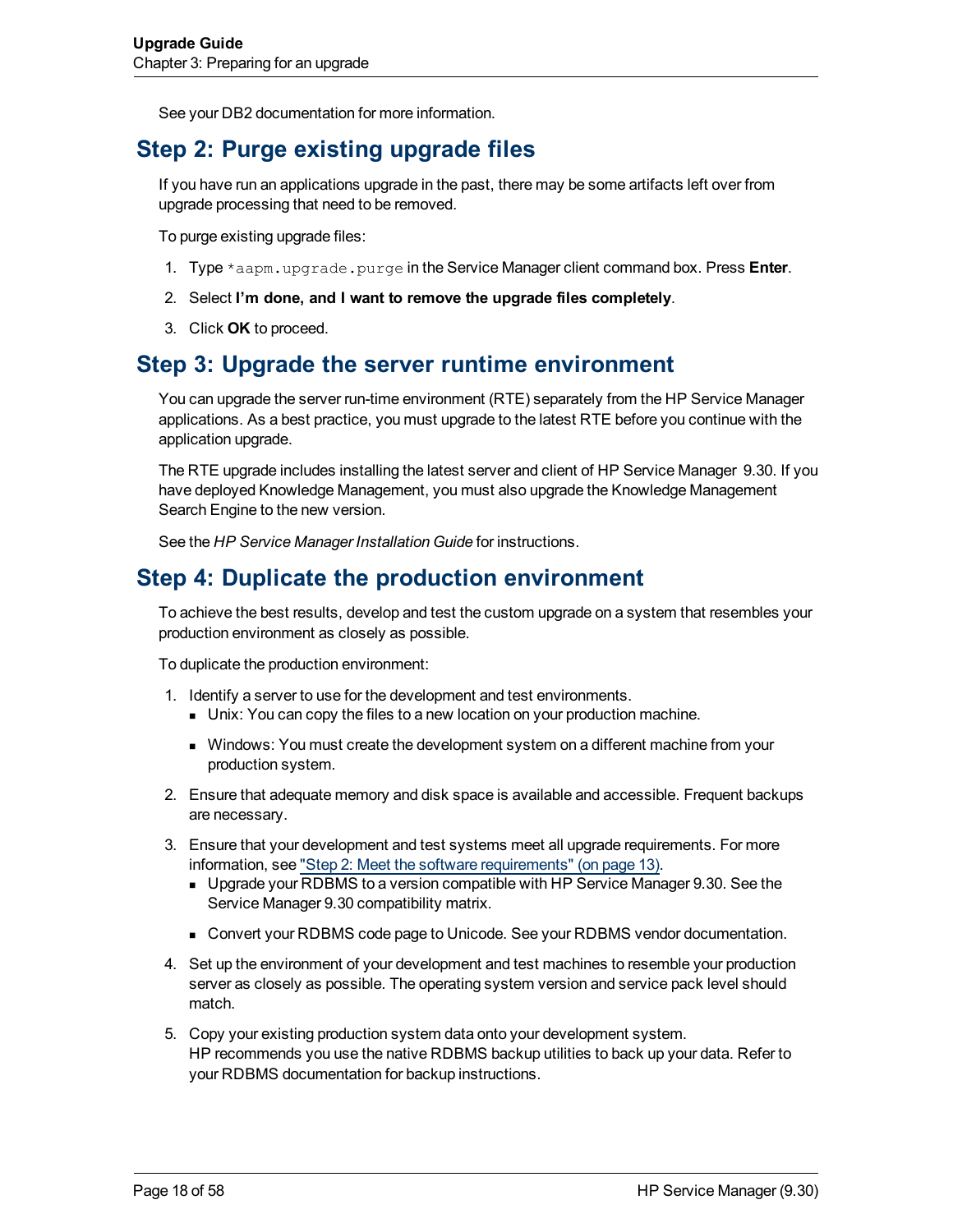See your DB2 documentation for more information.

## Step 2: Purge existing upgrade files

If you have run an applications upgrade in the past, there may be some artifacts left over from upgrade processing that need to be removed.

To purge existing upgrade files:

1. Type `*aapm.upgrade.purge` in the Service Manager client command box. Press **Enter**.
2. Select **I'm done, and I want to remove the upgrade files completely**.
3. Click **OK** to proceed.

## Step 3: Upgrade the server runtime environment

You can upgrade the server run-time environment (RTE) separately from the HP Service Manager applications. As a best practice, you must upgrade to the latest RTE before you continue with the application upgrade.

The RTE upgrade includes installing the latest server and client of HP Service Manager 9.30. If you have deployed Knowledge Management, you must also upgrade the Knowledge Management Search Engine to the new version.

See the *HP Service Manager Installation Guide* for instructions.

## Step 4: Duplicate the production environment

To achieve the best results, develop and test the custom upgrade on a system that resembles your production environment as closely as possible.

To duplicate the production environment:

1. Identify a server to use for the development and test environments.
   - Unix: You can copy the files to a new location on your production machine.
   - Windows: You must create the development system on a different machine from your production system.
2. Ensure that adequate memory and disk space is available and accessible. Frequent backups are necessary.
3. Ensure that your development and test systems meet all upgrade requirements. For more information, see "Step 2: Meet the software requirements" (on page 13).
   - Upgrade your RDBMS to a version compatible with HP Service Manager 9.30. See the Service Manager 9.30 compatibility matrix.
   - Convert your RDBMS code page to Unicode. See your RDBMS vendor documentation.
4. Set up the environment of your development and test machines to resemble your production server as closely as possible. The operating system version and service pack level should match.
5. Copy your existing production system data onto your development system.
   HP recommends you use the native RDBMS backup utilities to back up your data. Refer to your RDBMS documentation for backup instructions.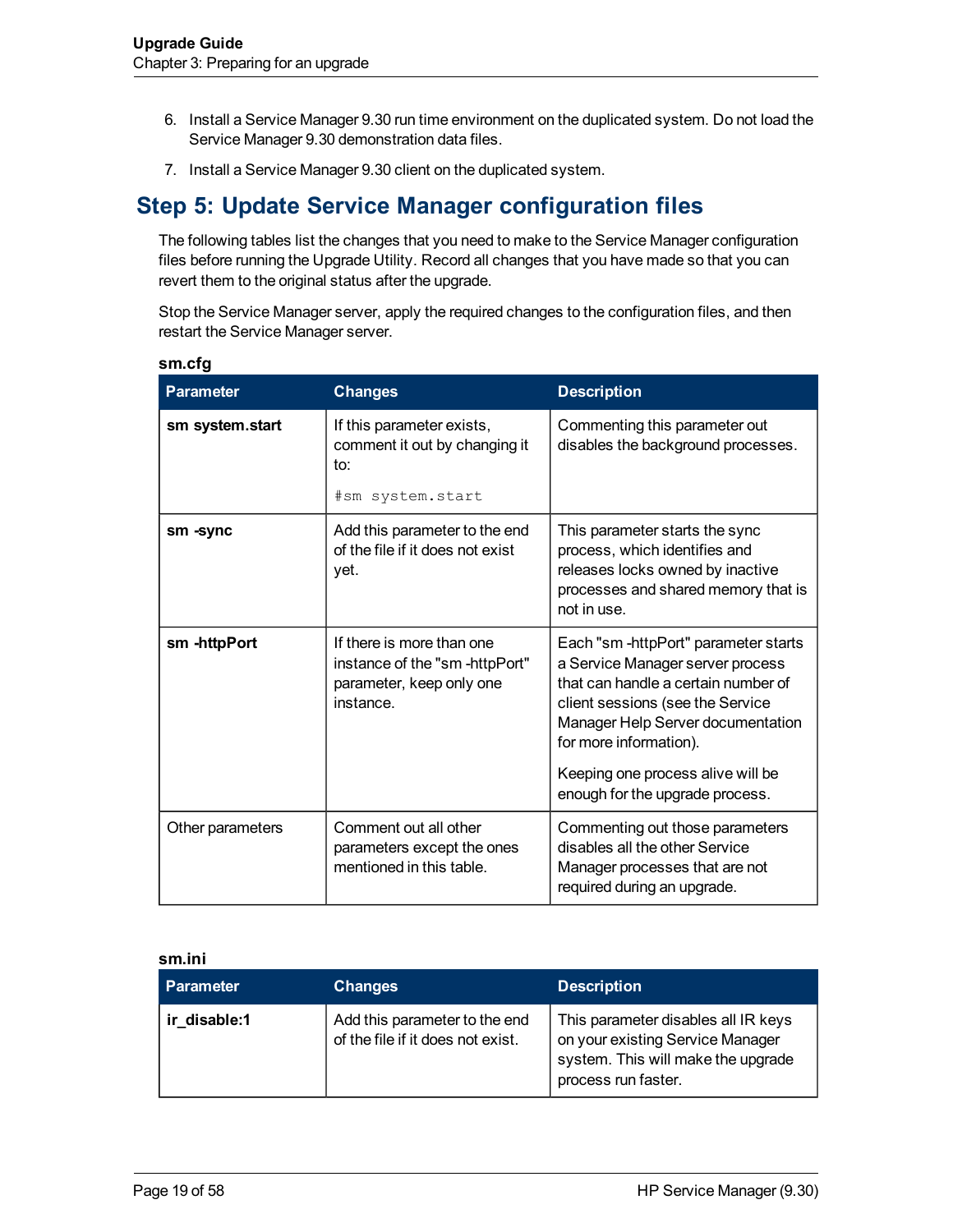6. Install a Service Manager 9.30 run time environment on the duplicated system. Do not load the Service Manager 9.30 demonstration data files.
7. Install a Service Manager 9.30 client on the duplicated system.

## Step 5: Update Service Manager configuration files

The following tables list the changes that you need to make to the Service Manager configuration files before running the Upgrade Utility. Record all changes that you have made so that you can revert them to the original status after the upgrade.

Stop the Service Manager server, apply the required changes to the configuration files, and then restart the Service Manager server.

**sm.cfg**

| Parameter | Changes | Description |
| --- | --- | --- |
| **sm system.start** | If this parameter exists, comment it out by changing it to: `#sm system.start` | Commenting this parameter out disables the background processes. |
| **sm -sync** | Add this parameter to the end of the file if it does not exist yet. | This parameter starts the sync process, which identifies and releases locks owned by inactive processes and shared memory that is not in use. |
| **sm -httpPort** | If there is more than one instance of the "sm -httpPort" parameter, keep only one instance. | Each "sm -httpPort" parameter starts a Service Manager server process that can handle a certain number of client sessions (see the Service Manager Help Server documentation for more information). Keeping one process alive will be enough for the upgrade process. |
| Other parameters | Comment out all other parameters except the ones mentioned in this table. | Commenting out those parameters disables all the other Service Manager processes that are not required during an upgrade. |

**sm.ini**

| Parameter | Changes | Description |
| --- | --- | --- |
| **ir_disable:1** | Add this parameter to the end of the file if it does not exist. | This parameter disables all IR keys on your existing Service Manager system. This will make the upgrade process run faster. |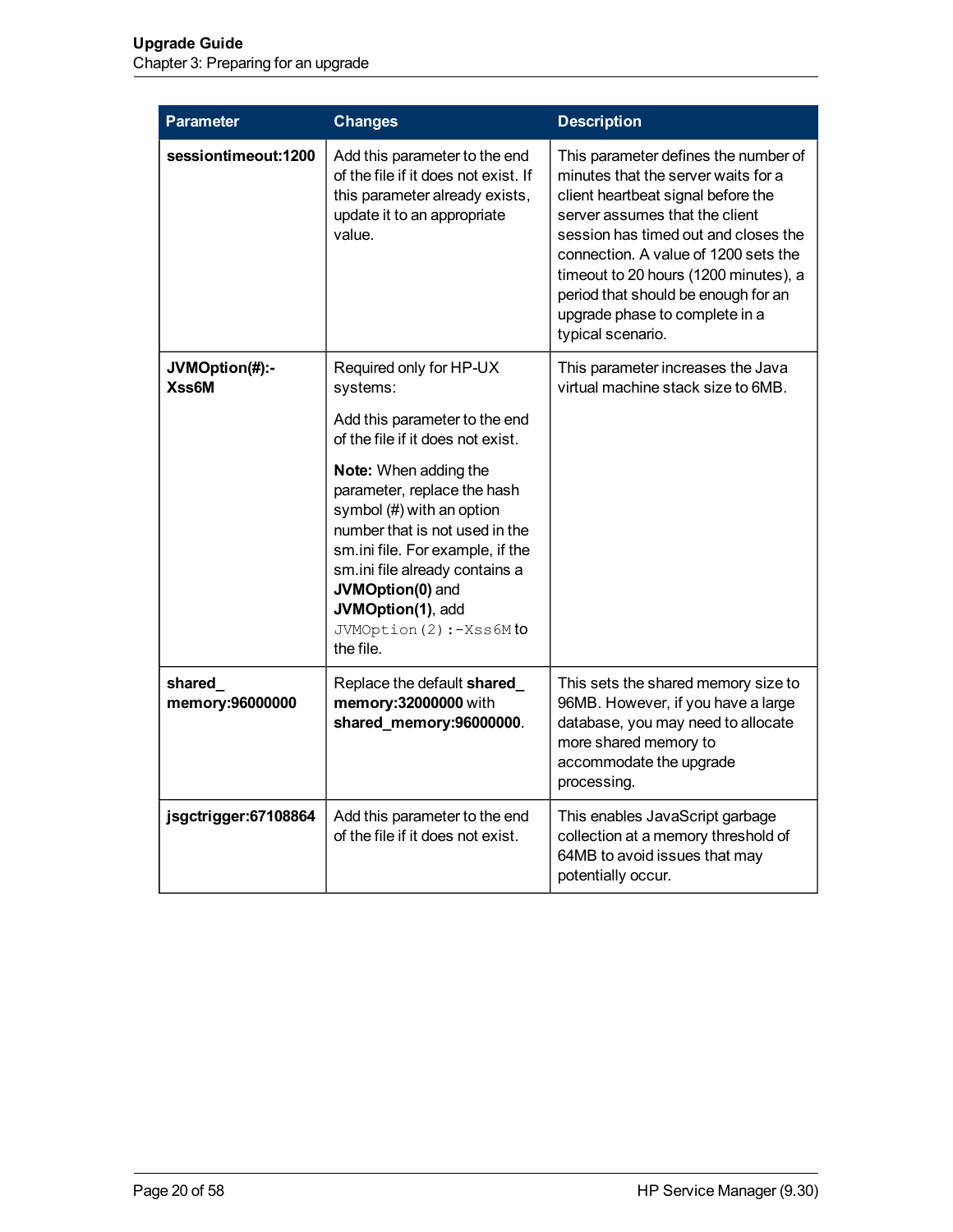| Parameter | Changes | Description |
|---|---|---|
| **sessiontimeout:1200** | Add this parameter to the end of the file if it does not exist. If this parameter already exists, update it to an appropriate value. | This parameter defines the number of minutes that the server waits for a client heartbeat signal before the server assumes that the client session has timed out and closes the connection. A value of 1200 sets the timeout to 20 hours (1200 minutes), a period that should be enough for an upgrade phase to complete in a typical scenario. |
| **JVMOption(#):-Xss6M** | Required only for HP-UX systems:<br><br>Add this parameter to the end of the file if it does not exist.<br><br>**Note:** When adding the parameter, replace the hash symbol (#) with an option number that is not used in the sm.ini file. For example, if the sm.ini file already contains a **JVMOption(0)** and **JVMOption(1)**, add `JVMOption(2):-Xss6M` to the file. | This parameter increases the Java virtual machine stack size to 6MB. |
| **shared_memory:96000000** | Replace the default **shared_memory:32000000** with **shared_memory:96000000**. | This sets the shared memory size to 96MB. However, if you have a large database, you may need to allocate more shared memory to accommodate the upgrade processing. |
| **jsgctrigger:67108864** | Add this parameter to the end of the file if it does not exist. | This enables JavaScript garbage collection at a memory threshold of 64MB to avoid issues that may potentially occur. |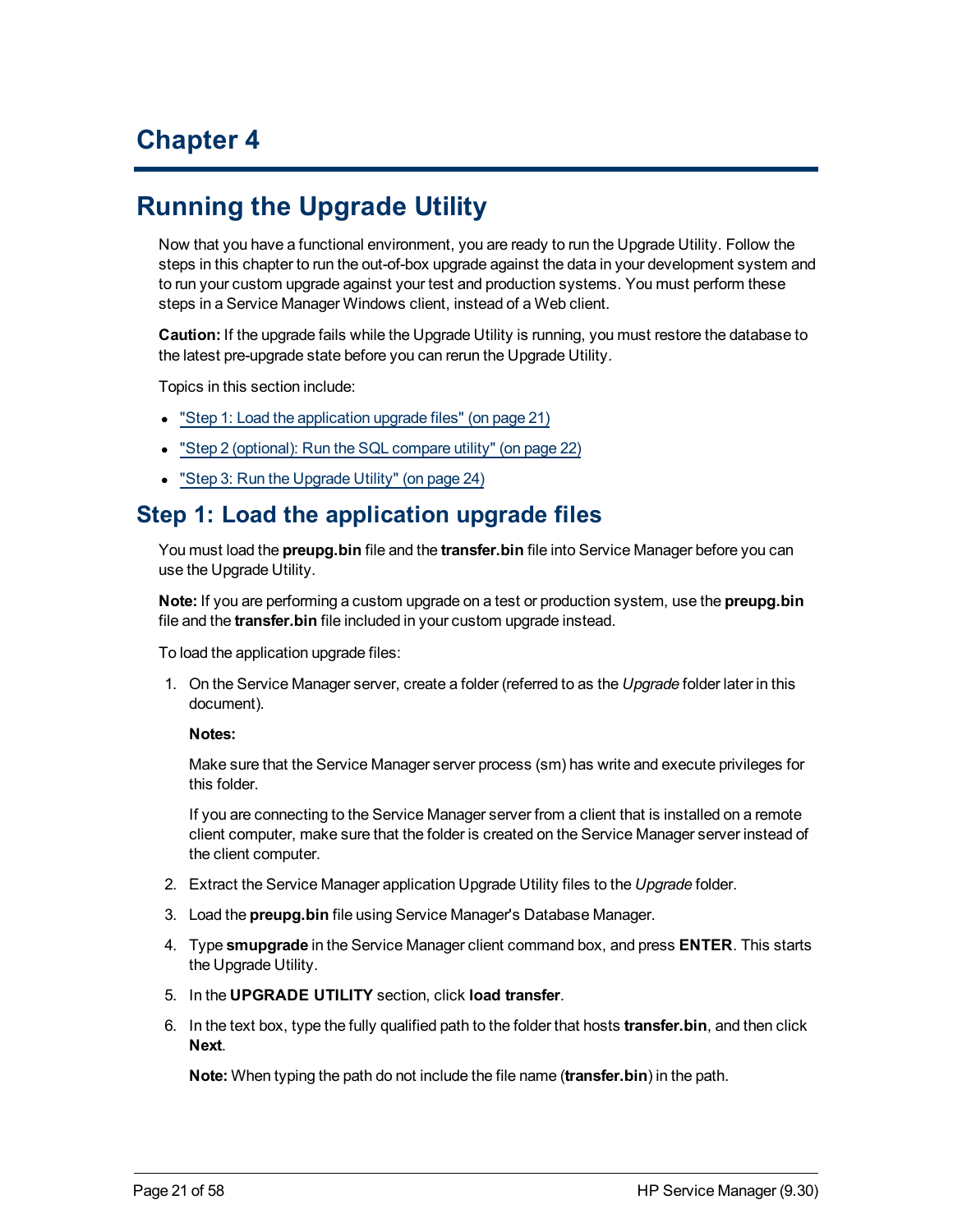# Chapter 4

# Running the Upgrade Utility

Now that you have a functional environment, you are ready to run the Upgrade Utility. Follow the steps in this chapter to run the out-of-box upgrade against the data in your development system and to run your custom upgrade against your test and production systems. You must perform these steps in a Service Manager Windows client, instead of a Web client.

**Caution:** If the upgrade fails while the Upgrade Utility is running, you must restore the database to the latest pre-upgrade state before you can rerun the Upgrade Utility.

Topics in this section include:

- "Step 1: Load the application upgrade files" (on page 21)
- "Step 2 (optional): Run the SQL compare utility" (on page 22)
- "Step 3: Run the Upgrade Utility" (on page 24)

## Step 1: Load the application upgrade files

You must load the **preupg.bin** file and the **transfer.bin** file into Service Manager before you can use the Upgrade Utility.

**Note:** If you are performing a custom upgrade on a test or production system, use the **preupg.bin** file and the **transfer.bin** file included in your custom upgrade instead.

To load the application upgrade files:

1. On the Service Manager server, create a folder (referred to as the *Upgrade* folder later in this document).

   **Notes:**

   Make sure that the Service Manager server process (sm) has write and execute privileges for this folder.

   If you are connecting to the Service Manager server from a client that is installed on a remote client computer, make sure that the folder is created on the Service Manager server instead of the client computer.

2. Extract the Service Manager application Upgrade Utility files to the *Upgrade* folder.

3. Load the **preupg.bin** file using Service Manager's Database Manager.

4. Type **smupgrade** in the Service Manager client command box, and press **ENTER**. This starts the Upgrade Utility.

5. In the **UPGRADE UTILITY** section, click **load transfer**.

6. In the text box, type the fully qualified path to the folder that hosts **transfer.bin**, and then click **Next**.

   **Note:** When typing the path do not include the file name (**transfer.bin**) in the path.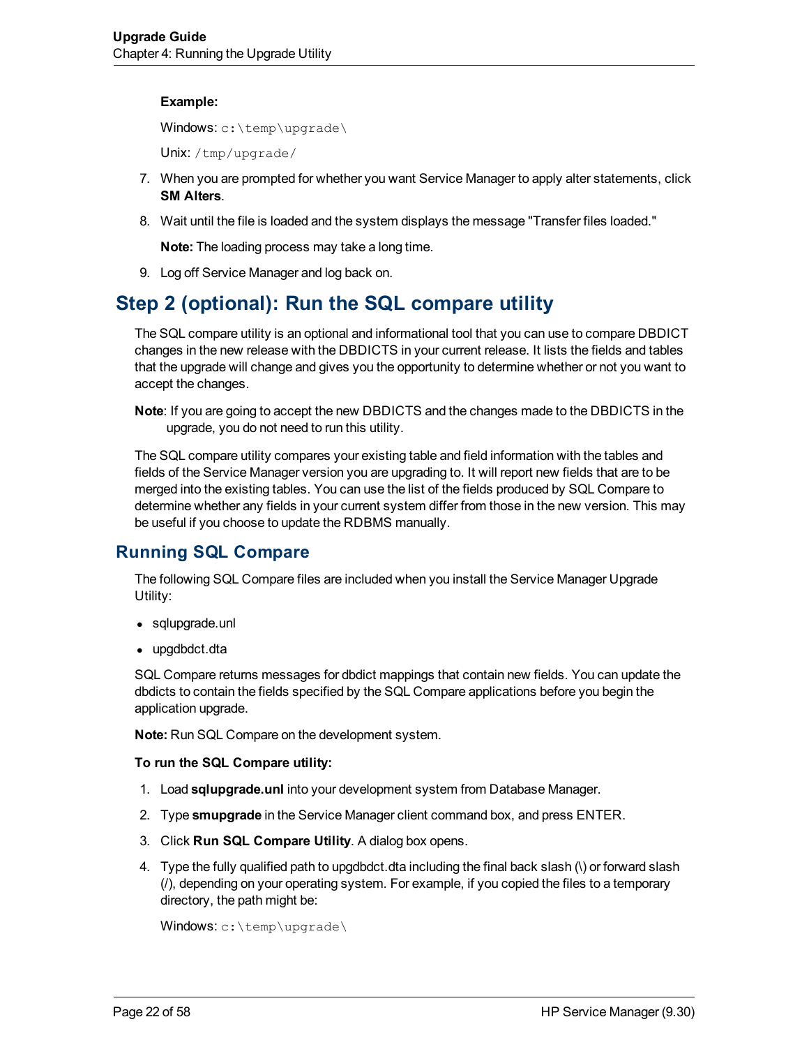**Example:**

Windows: `c:\temp\upgrade\`

Unix: `/tmp/upgrade/`

7. When you are prompted for whether you want Service Manager to apply alter statements, click **SM Alters**.
8. Wait until the file is loaded and the system displays the message "Transfer files loaded."

   **Note:** The loading process may take a long time.
9. Log off Service Manager and log back on.

## Step 2 (optional): Run the SQL compare utility

The SQL compare utility is an optional and informational tool that you can use to compare DBDICT changes in the new release with the DBDICTS in your current release. It lists the fields and tables that the upgrade will change and gives you the opportunity to determine whether or not you want to accept the changes.

**Note**: If you are going to accept the new DBDICTS and the changes made to the DBDICTS in the upgrade, you do not need to run this utility.

The SQL compare utility compares your existing table and field information with the tables and fields of the Service Manager version you are upgrading to. It will report new fields that are to be merged into the existing tables. You can use the list of the fields produced by SQL Compare to determine whether any fields in your current system differ from those in the new version. This may be useful if you choose to update the RDBMS manually.

### Running SQL Compare

The following SQL Compare files are included when you install the Service Manager Upgrade Utility:

- sqlupgrade.unl
- upgdbdct.dta

SQL Compare returns messages for dbdict mappings that contain new fields. You can update the dbdicts to contain the fields specified by the SQL Compare applications before you begin the application upgrade.

**Note:** Run SQL Compare on the development system.

**To run the SQL Compare utility:**

1. Load **sqlupgrade.unl** into your development system from Database Manager.
2. Type **smupgrade** in the Service Manager client command box, and press ENTER.
3. Click **Run SQL Compare Utility**. A dialog box opens.
4. Type the fully qualified path to upgdbdct.dta including the final back slash (\) or forward slash (/), depending on your operating system. For example, if you copied the files to a temporary directory, the path might be:

   Windows: `c:\temp\upgrade\`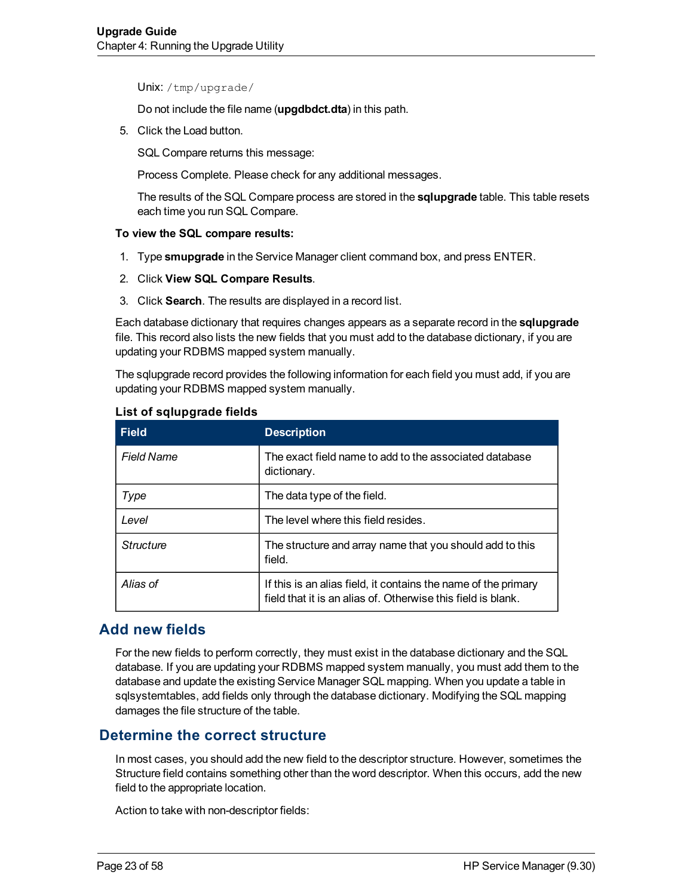Unix: `/tmp/upgrade/`

Do not include the file name (**upgdbdct.dta**) in this path.

5. Click the Load button.

   SQL Compare returns this message:

   Process Complete. Please check for any additional messages.

   The results of the SQL Compare process are stored in the **sqlupgrade** table. This table resets each time you run SQL Compare.

**To view the SQL compare results:**

1. Type **smupgrade** in the Service Manager client command box, and press ENTER.
2. Click **View SQL Compare Results**.
3. Click **Search**. The results are displayed in a record list.

Each database dictionary that requires changes appears as a separate record in the **sqlupgrade** file. This record also lists the new fields that you must add to the database dictionary, if you are updating your RDBMS mapped system manually.

The sqlupgrade record provides the following information for each field you must add, if you are updating your RDBMS mapped system manually.

**List of sqlupgrade fields**

| Field | Description |
|---|---|
| *Field Name* | The exact field name to add to the associated database dictionary. |
| *Type* | The data type of the field. |
| *Level* | The level where this field resides. |
| *Structure* | The structure and array name that you should add to this field. |
| *Alias of* | If this is an alias field, it contains the name of the primary field that it is an alias of. Otherwise this field is blank. |

## Add new fields

For the new fields to perform correctly, they must exist in the database dictionary and the SQL database. If you are updating your RDBMS mapped system manually, you must add them to the database and update the existing Service Manager SQL mapping. When you update a table in sqlsystemtables, add fields only through the database dictionary. Modifying the SQL mapping damages the file structure of the table.

## Determine the correct structure

In most cases, you should add the new field to the descriptor structure. However, sometimes the Structure field contains something other than the word descriptor. When this occurs, add the new field to the appropriate location.

Action to take with non-descriptor fields: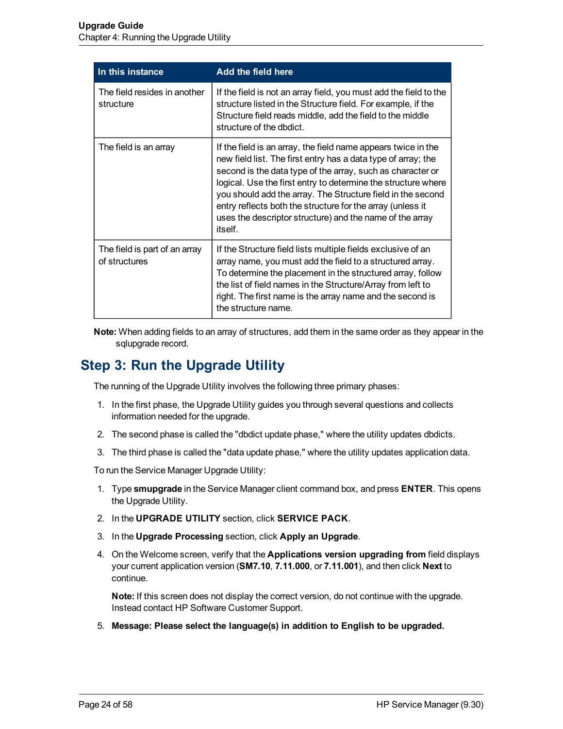| In this instance | Add the field here |
|---|---|
| The field resides in another structure | If the field is not an array field, you must add the field to the structure listed in the Structure field. For example, if the Structure field reads middle, add the field to the middle structure of the dbdict. |
| The field is an array | If the field is an array, the field name appears twice in the new field list. The first entry has a data type of array; the second is the data type of the array, such as character or logical. Use the first entry to determine the structure where you should add the array. The Structure field in the second entry reflects both the structure for the array (unless it uses the descriptor structure) and the name of the array itself. |
| The field is part of an array of structures | If the Structure field lists multiple fields exclusive of an array name, you must add the field to a structured array. To determine the placement in the structured array, follow the list of field names in the Structure/Array from left to right. The first name is the array name and the second is the structure name. |

**Note:** When adding fields to an array of structures, add them in the same order as they appear in the sqlupgrade record.

## Step 3: Run the Upgrade Utility

The running of the Upgrade Utility involves the following three primary phases:

1. In the first phase, the Upgrade Utility guides you through several questions and collects information needed for the upgrade.
2. The second phase is called the "dbdict update phase," where the utility updates dbdicts.
3. The third phase is called the "data update phase," where the utility updates application data.

To run the Service Manager Upgrade Utility:

1. Type **smupgrade** in the Service Manager client command box, and press **ENTER**. This opens the Upgrade Utility.
2. In the **UPGRADE UTILITY** section, click **SERVICE PACK**.
3. In the **Upgrade Processing** section, click **Apply an Upgrade**.
4. On the Welcome screen, verify that the **Applications version upgrading from** field displays your current application version (**SM7.10**, **7.11.000**, or **7.11.001**), and then click **Next** to continue.

   **Note:** If this screen does not display the correct version, do not continue with the upgrade. Instead contact HP Software Customer Support.
5. **Message: Please select the language(s) in addition to English to be upgraded.**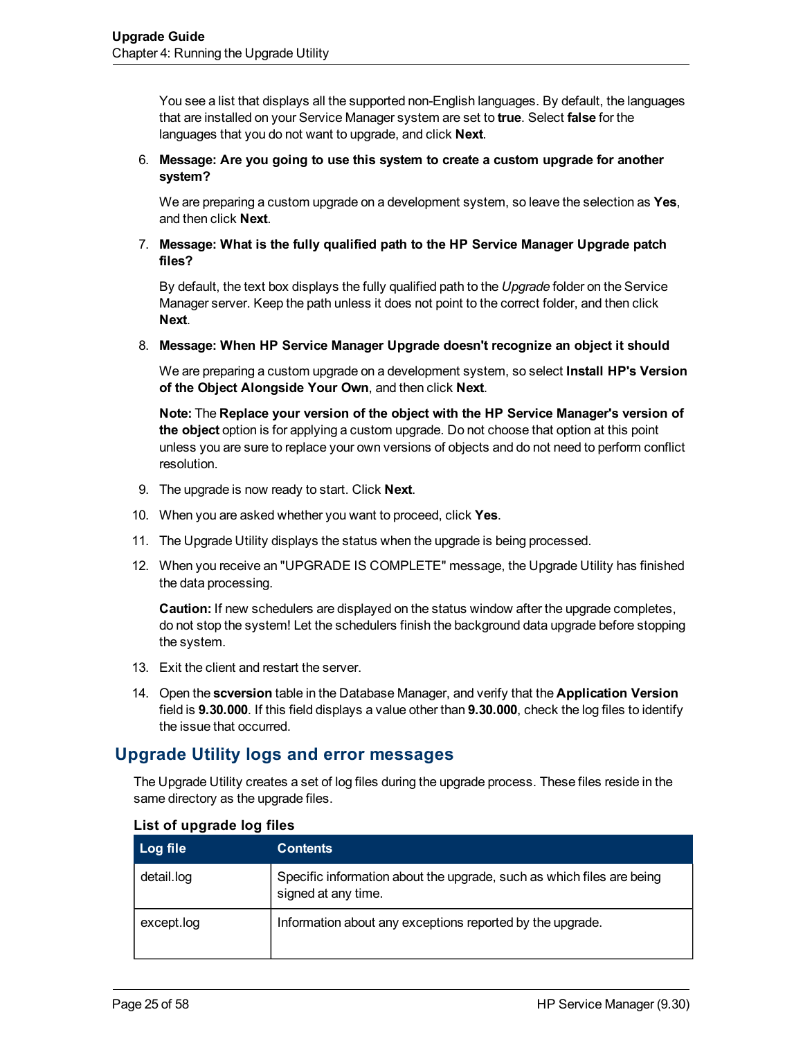You see a list that displays all the supported non-English languages. By default, the languages that are installed on your Service Manager system are set to **true**. Select **false** for the languages that you do not want to upgrade, and click **Next**.

6. **Message: Are you going to use this system to create a custom upgrade for another system?**

   We are preparing a custom upgrade on a development system, so leave the selection as **Yes**, and then click **Next**.

7. **Message: What is the fully qualified path to the HP Service Manager Upgrade patch files?**

   By default, the text box displays the fully qualified path to the *Upgrade* folder on the Service Manager server. Keep the path unless it does not point to the correct folder, and then click **Next**.

8. **Message: When HP Service Manager Upgrade doesn't recognize an object it should**

   We are preparing a custom upgrade on a development system, so select **Install HP's Version of the Object Alongside Your Own**, and then click **Next**.

   **Note:** The **Replace your version of the object with the HP Service Manager's version of the object** option is for applying a custom upgrade. Do not choose that option at this point unless you are sure to replace your own versions of objects and do not need to perform conflict resolution.

9. The upgrade is now ready to start. Click **Next**.
10. When you are asked whether you want to proceed, click **Yes**.
11. The Upgrade Utility displays the status when the upgrade is being processed.
12. When you receive an "UPGRADE IS COMPLETE" message, the Upgrade Utility has finished the data processing.

    **Caution:** If new schedulers are displayed on the status window after the upgrade completes, do not stop the system! Let the schedulers finish the background data upgrade before stopping the system.

13. Exit the client and restart the server.
14. Open the **scversion** table in the Database Manager, and verify that the **Application Version** field is **9.30.000**. If this field displays a value other than **9.30.000**, check the log files to identify the issue that occurred.

## Upgrade Utility logs and error messages

The Upgrade Utility creates a set of log files during the upgrade process. These files reside in the same directory as the upgrade files.

**List of upgrade log files**

| Log file | Contents |
| --- | --- |
| detail.log | Specific information about the upgrade, such as which files are being signed at any time. |
| except.log | Information about any exceptions reported by the upgrade. |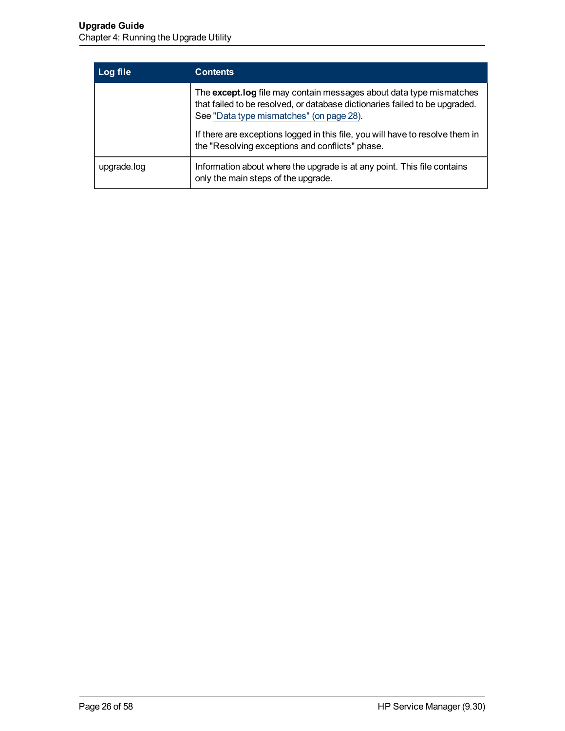| Log file | Contents |
| --- | --- |
| | The **except.log** file may contain messages about data type mismatches that failed to be resolved, or database dictionaries failed to be upgraded. See "Data type mismatches" (on page 28).<br><br>If there are exceptions logged in this file, you will have to resolve them in the "Resolving exceptions and conflicts" phase. |
| upgrade.log | Information about where the upgrade is at any point. This file contains only the main steps of the upgrade. |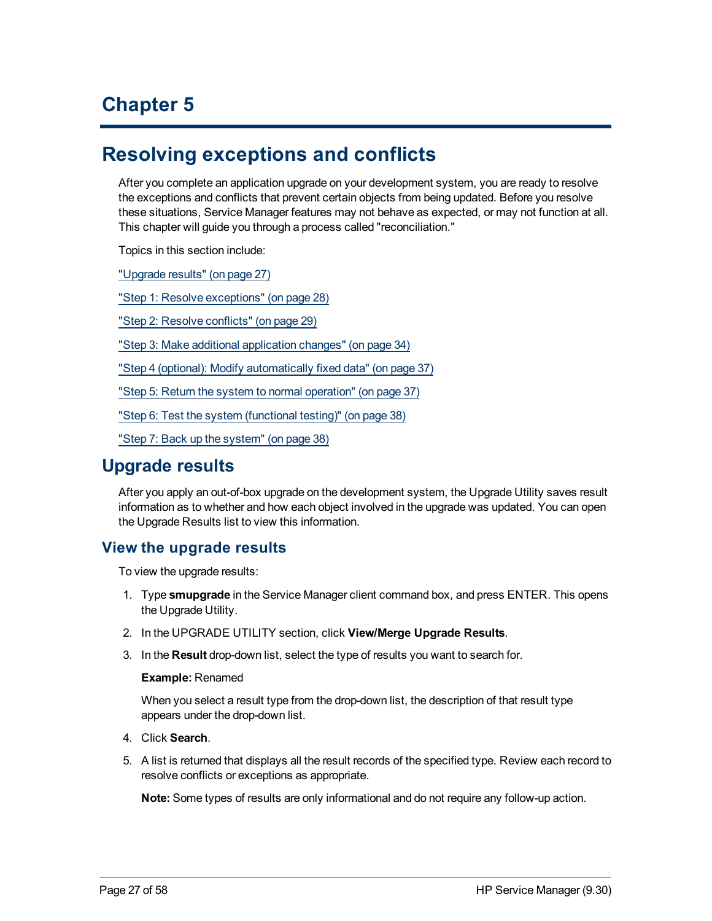# Chapter 5

# Resolving exceptions and conflicts

After you complete an application upgrade on your development system, you are ready to resolve the exceptions and conflicts that prevent certain objects from being updated. Before you resolve these situations, Service Manager features may not behave as expected, or may not function at all. This chapter will guide you through a process called "reconciliation."

Topics in this section include:

"Upgrade results" (on page 27)

"Step 1: Resolve exceptions" (on page 28)

"Step 2: Resolve conflicts" (on page 29)

"Step 3: Make additional application changes" (on page 34)

"Step 4 (optional): Modify automatically fixed data" (on page 37)

"Step 5: Return the system to normal operation" (on page 37)

"Step 6: Test the system (functional testing)" (on page 38)

"Step 7: Back up the system" (on page 38)

## Upgrade results

After you apply an out-of-box upgrade on the development system, the Upgrade Utility saves result information as to whether and how each object involved in the upgrade was updated. You can open the Upgrade Results list to view this information.

### View the upgrade results

To view the upgrade results:

1. Type **smupgrade** in the Service Manager client command box, and press ENTER. This opens the Upgrade Utility.
2. In the UPGRADE UTILITY section, click **View/Merge Upgrade Results**.
3. In the **Result** drop-down list, select the type of results you want to search for.

   **Example:** Renamed

   When you select a result type from the drop-down list, the description of that result type appears under the drop-down list.
4. Click **Search**.
5. A list is returned that displays all the result records of the specified type. Review each record to resolve conflicts or exceptions as appropriate.

   **Note:** Some types of results are only informational and do not require any follow-up action.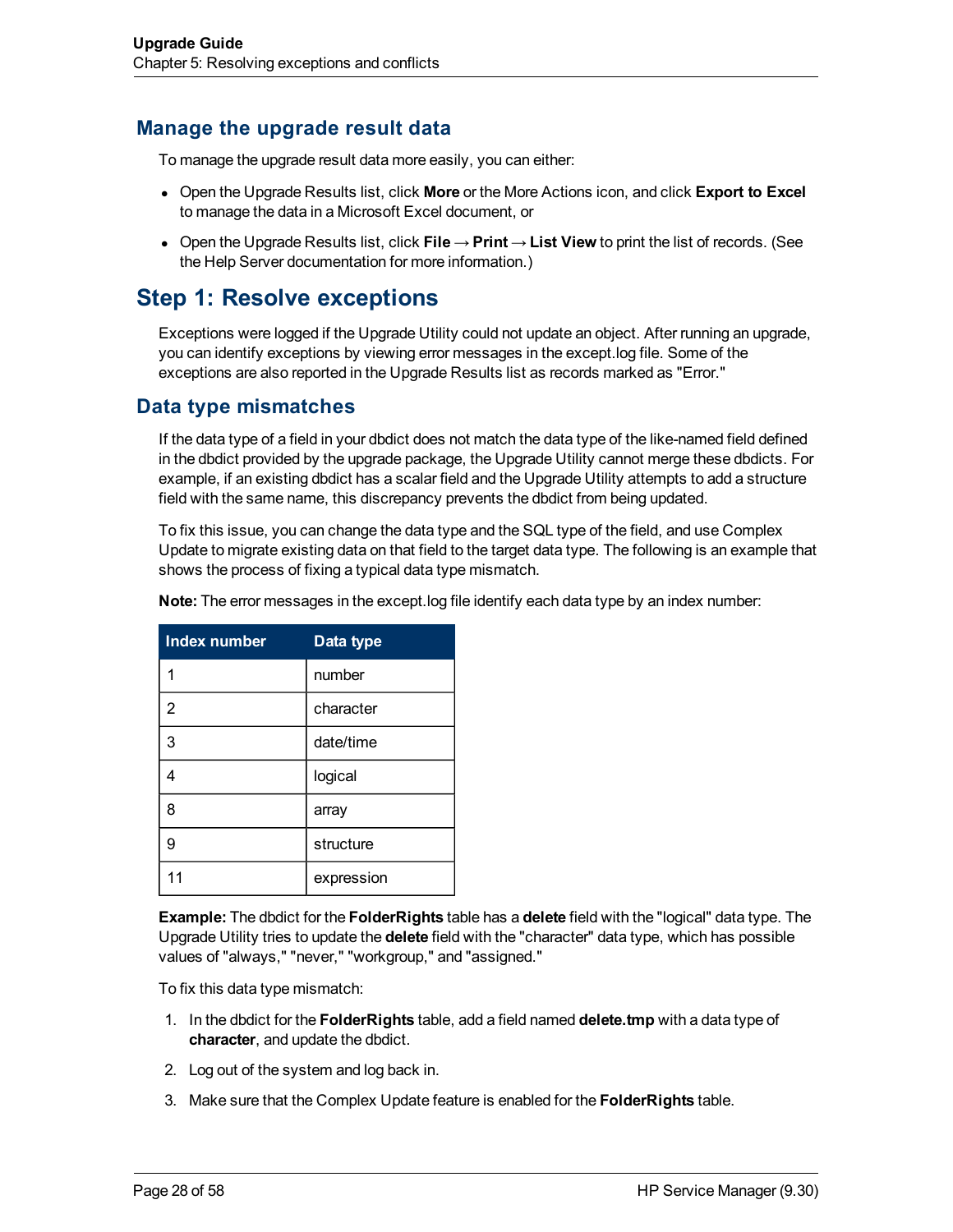## Manage the upgrade result data

To manage the upgrade result data more easily, you can either:

- Open the Upgrade Results list, click **More** or the More Actions icon, and click **Export to Excel** to manage the data in a Microsoft Excel document, or
- Open the Upgrade Results list, click **File** → **Print** → **List View** to print the list of records. (See the Help Server documentation for more information.)

# Step 1: Resolve exceptions

Exceptions were logged if the Upgrade Utility could not update an object. After running an upgrade, you can identify exceptions by viewing error messages in the except.log file. Some of the exceptions are also reported in the Upgrade Results list as records marked as "Error."

## Data type mismatches

If the data type of a field in your dbdict does not match the data type of the like-named field defined in the dbdict provided by the upgrade package, the Upgrade Utility cannot merge these dbdicts. For example, if an existing dbdict has a scalar field and the Upgrade Utility attempts to add a structure field with the same name, this discrepancy prevents the dbdict from being updated.

To fix this issue, you can change the data type and the SQL type of the field, and use Complex Update to migrate existing data on that field to the target data type. The following is an example that shows the process of fixing a typical data type mismatch.

**Note:** The error messages in the except.log file identify each data type by an index number:

| Index number | Data type |
|---|---|
| 1 | number |
| 2 | character |
| 3 | date/time |
| 4 | logical |
| 8 | array |
| 9 | structure |
| 11 | expression |

**Example:** The dbdict for the **FolderRights** table has a **delete** field with the "logical" data type. The Upgrade Utility tries to update the **delete** field with the "character" data type, which has possible values of "always," "never," "workgroup," and "assigned."

To fix this data type mismatch:

1. In the dbdict for the **FolderRights** table, add a field named **delete.tmp** with a data type of **character**, and update the dbdict.
2. Log out of the system and log back in.
3. Make sure that the Complex Update feature is enabled for the **FolderRights** table.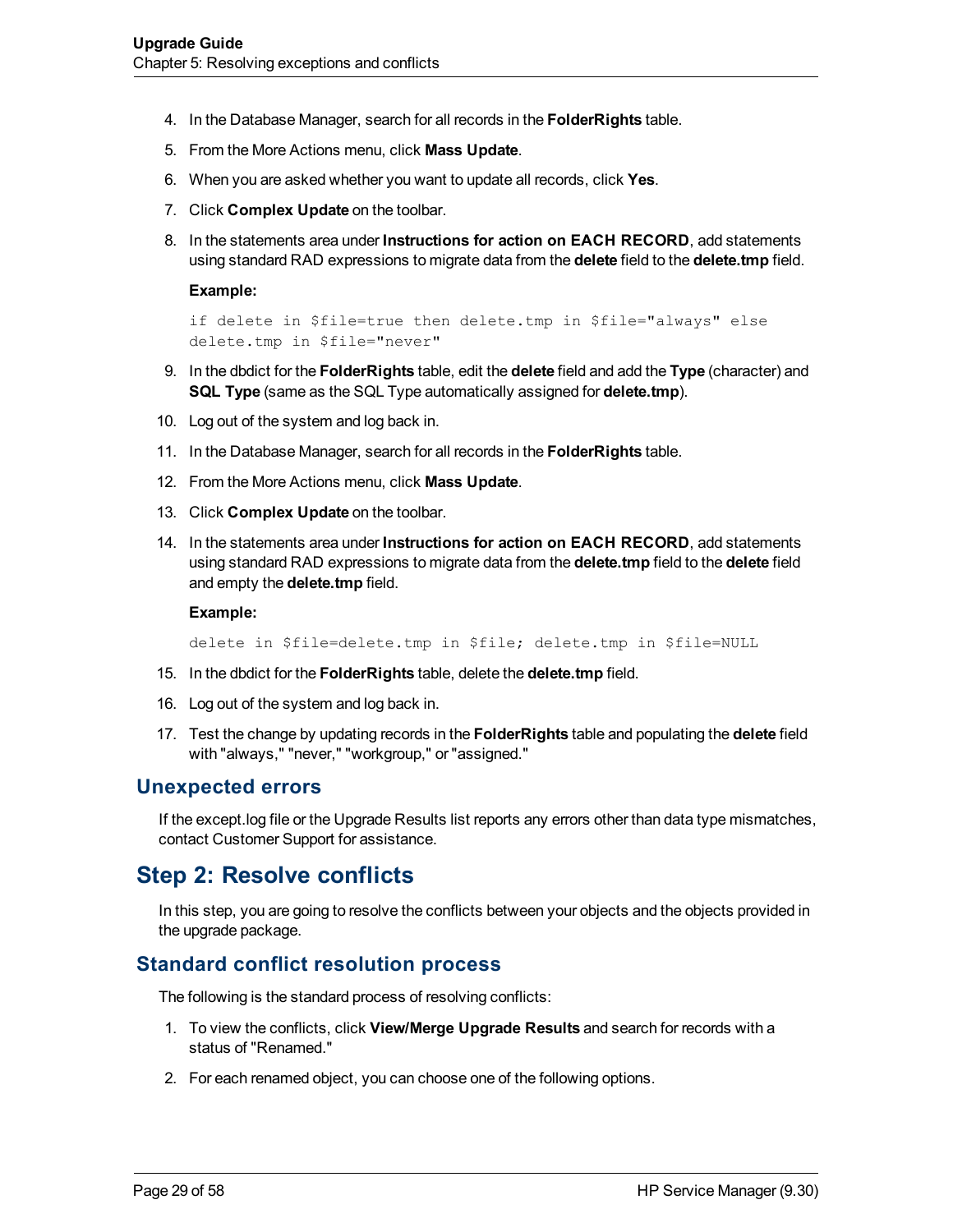4. In the Database Manager, search for all records in the **FolderRights** table.
5. From the More Actions menu, click **Mass Update**.
6. When you are asked whether you want to update all records, click **Yes**.
7. Click **Complex Update** on the toolbar.
8. In the statements area under **Instructions for action on EACH RECORD**, add statements using standard RAD expressions to migrate data from the **delete** field to the **delete.tmp** field.

   **Example:**

   ```
   if delete in $file=true then delete.tmp in $file="always" else
   delete.tmp in $file="never"
   ```

9. In the dbdict for the **FolderRights** table, edit the **delete** field and add the **Type** (character) and **SQL Type** (same as the SQL Type automatically assigned for **delete.tmp**).
10. Log out of the system and log back in.
11. In the Database Manager, search for all records in the **FolderRights** table.
12. From the More Actions menu, click **Mass Update**.
13. Click **Complex Update** on the toolbar.
14. In the statements area under **Instructions for action on EACH RECORD**, add statements using standard RAD expressions to migrate data from the **delete.tmp** field to the **delete** field and empty the **delete.tmp** field.

    **Example:**

    ```
    delete in $file=delete.tmp in $file; delete.tmp in $file=NULL
    ```

15. In the dbdict for the **FolderRights** table, delete the **delete.tmp** field.
16. Log out of the system and log back in.
17. Test the change by updating records in the **FolderRights** table and populating the **delete** field with "always," "never," "workgroup," or "assigned."

### Unexpected errors

If the except.log file or the Upgrade Results list reports any errors other than data type mismatches, contact Customer Support for assistance.

## Step 2: Resolve conflicts

In this step, you are going to resolve the conflicts between your objects and the objects provided in the upgrade package.

### Standard conflict resolution process

The following is the standard process of resolving conflicts:

1. To view the conflicts, click **View/Merge Upgrade Results** and search for records with a status of "Renamed."
2. For each renamed object, you can choose one of the following options.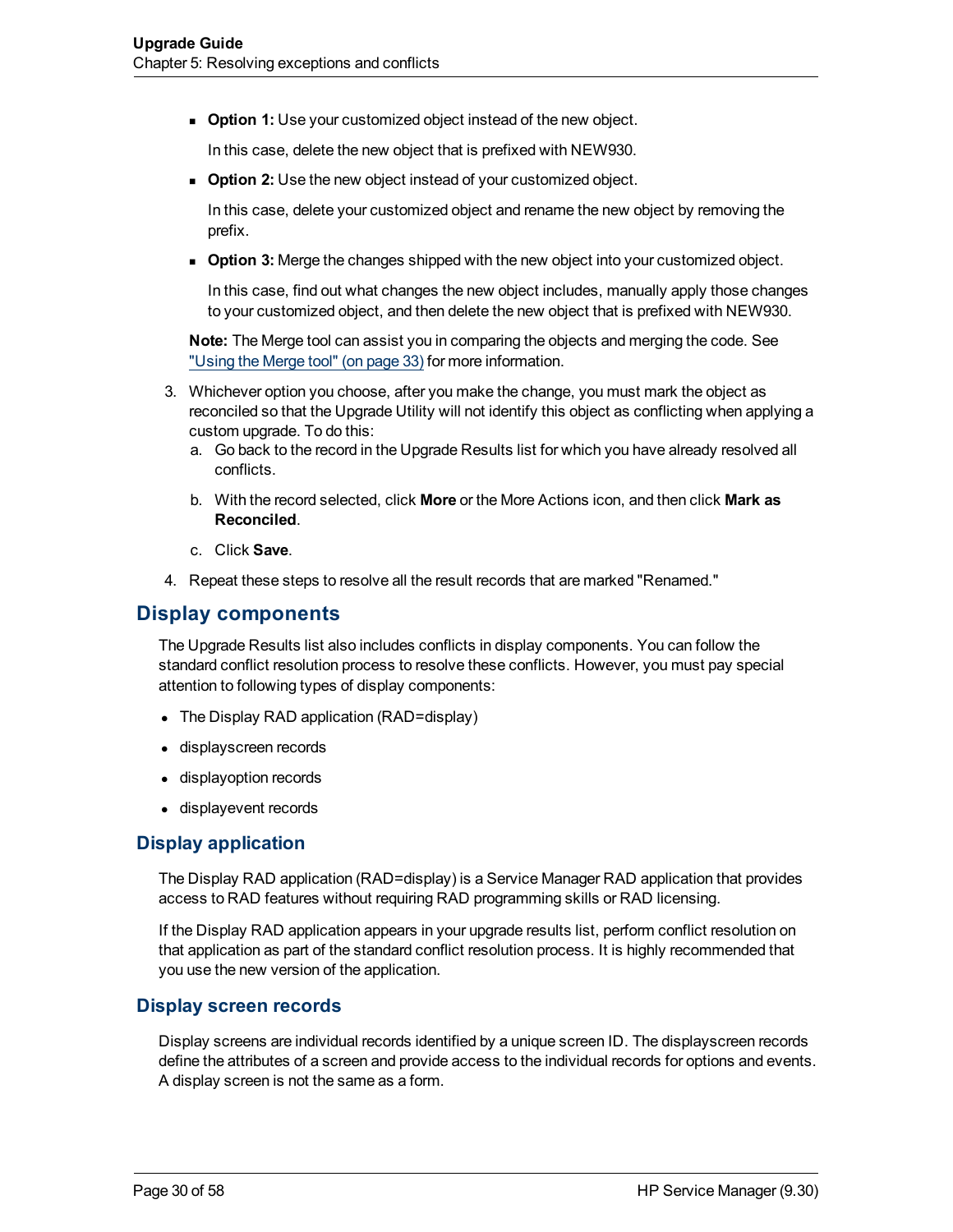- **Option 1:** Use your customized object instead of the new object.

  In this case, delete the new object that is prefixed with NEW930.

- **Option 2:** Use the new object instead of your customized object.

  In this case, delete your customized object and rename the new object by removing the prefix.

- **Option 3:** Merge the changes shipped with the new object into your customized object.

  In this case, find out what changes the new object includes, manually apply those changes to your customized object, and then delete the new object that is prefixed with NEW930.

**Note:** The Merge tool can assist you in comparing the objects and merging the code. See "Using the Merge tool" (on page 33) for more information.

3. Whichever option you choose, after you make the change, you must mark the object as reconciled so that the Upgrade Utility will not identify this object as conflicting when applying a custom upgrade. To do this:
   a. Go back to the record in the Upgrade Results list for which you have already resolved all conflicts.
   b. With the record selected, click **More** or the More Actions icon, and then click **Mark as Reconciled**.
   c. Click **Save**.
4. Repeat these steps to resolve all the result records that are marked "Renamed."

## Display components

The Upgrade Results list also includes conflicts in display components. You can follow the standard conflict resolution process to resolve these conflicts. However, you must pay special attention to following types of display components:

- The Display RAD application (RAD=display)
- displayscreen records
- displayoption records
- displayevent records

### Display application

The Display RAD application (RAD=display) is a Service Manager RAD application that provides access to RAD features without requiring RAD programming skills or RAD licensing.

If the Display RAD application appears in your upgrade results list, perform conflict resolution on that application as part of the standard conflict resolution process. It is highly recommended that you use the new version of the application.

### Display screen records

Display screens are individual records identified by a unique screen ID. The displayscreen records define the attributes of a screen and provide access to the individual records for options and events. A display screen is not the same as a form.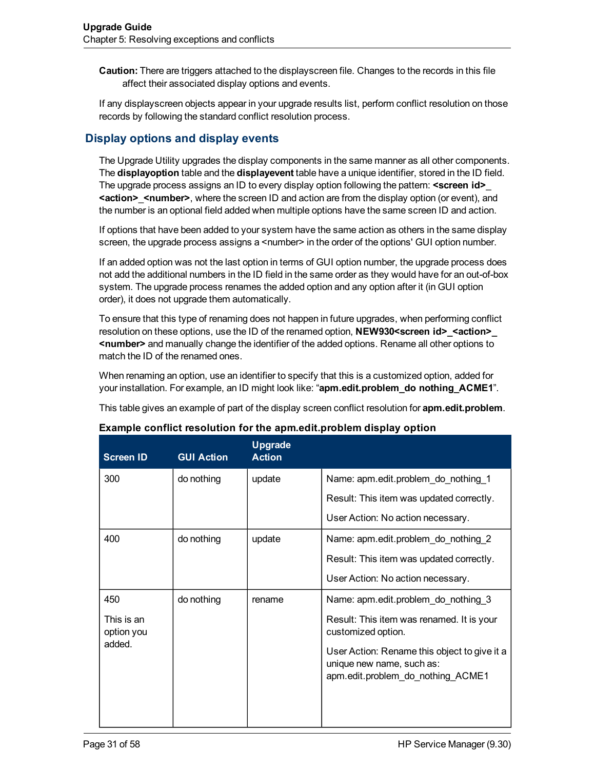**Caution:** There are triggers attached to the displayscreen file. Changes to the records in this file affect their associated display options and events.

If any displayscreen objects appear in your upgrade results list, perform conflict resolution on those records by following the standard conflict resolution process.

## Display options and display events

The Upgrade Utility upgrades the display components in the same manner as all other components. The **displayoption** table and the **displayevent** table have a unique identifier, stored in the ID field. The upgrade process assigns an ID to every display option following the pattern: **<screen id>_<action>_<number>**, where the screen ID and action are from the display option (or event), and the number is an optional field added when multiple options have the same screen ID and action.

If options that have been added to your system have the same action as others in the same display screen, the upgrade process assigns a <number> in the order of the options' GUI option number.

If an added option was not the last option in terms of GUI option number, the upgrade process does not add the additional numbers in the ID field in the same order as they would have for an out-of-box system. The upgrade process renames the added option and any option after it (in GUI option order), it does not upgrade them automatically.

To ensure that this type of renaming does not happen in future upgrades, when performing conflict resolution on these options, use the ID of the renamed option, **NEW930<screen id>_<action>_<number>** and manually change the identifier of the added options. Rename all other options to match the ID of the renamed ones.

When renaming an option, use an identifier to specify that this is a customized option, added for your installation. For example, an ID might look like: "**apm.edit.problem_do nothing_ACME1**".

This table gives an example of part of the display screen conflict resolution for **apm.edit.problem**.

**Example conflict resolution for the apm.edit.problem display option**

| Screen ID | GUI Action | Upgrade Action | |
|---|---|---|---|
| 300 | do nothing | update | Name: apm.edit.problem_do_nothing_1<br><br>Result: This item was updated correctly.<br><br>User Action: No action necessary. |
| 400 | do nothing | update | Name: apm.edit.problem_do_nothing_2<br><br>Result: This item was updated correctly.<br><br>User Action: No action necessary. |
| 450<br><br>This is an option you added. | do nothing | rename | Name: apm.edit.problem_do_nothing_3<br><br>Result: This item was renamed. It is your customized option.<br><br>User Action: Rename this object to give it a unique new name, such as: apm.edit.problem_do_nothing_ACME1 |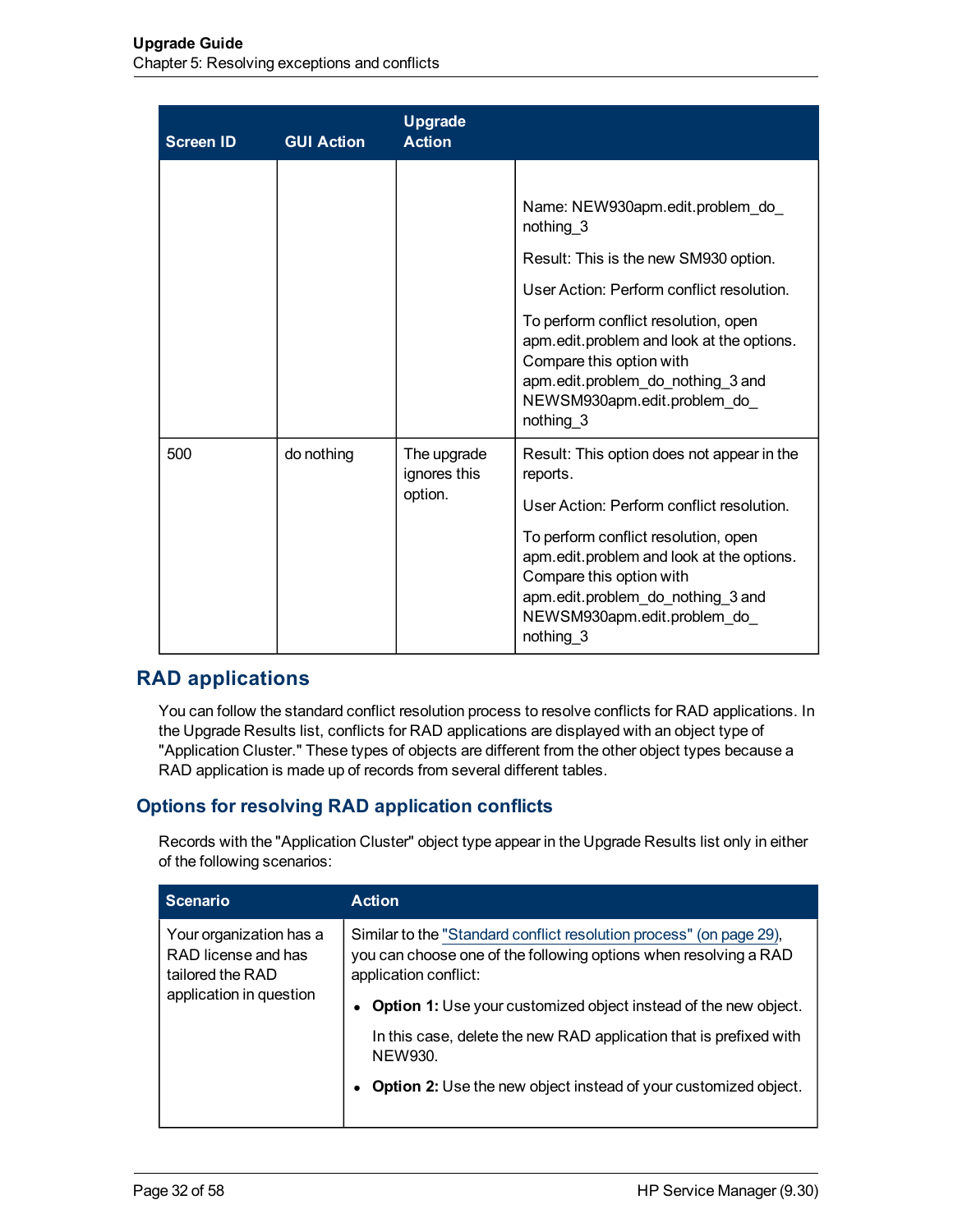| Screen ID | GUI Action | Upgrade Action | |
|---|---|---|---|
| | | | Name: NEW930apm.edit.problem_do_nothing_3<br><br>Result: This is the new SM930 option.<br><br>User Action: Perform conflict resolution.<br><br>To perform conflict resolution, open apm.edit.problem and look at the options. Compare this option with apm.edit.problem_do_nothing_3 and NEWSM930apm.edit.problem_do_nothing_3 |
| 500 | do nothing | The upgrade ignores this option. | Result: This option does not appear in the reports.<br><br>User Action: Perform conflict resolution.<br><br>To perform conflict resolution, open apm.edit.problem and look at the options. Compare this option with apm.edit.problem_do_nothing_3 and NEWSM930apm.edit.problem_do_nothing_3 |

## RAD applications

You can follow the standard conflict resolution process to resolve conflicts for RAD applications. In the Upgrade Results list, conflicts for RAD applications are displayed with an object type of "Application Cluster." These types of objects are different from the other object types because a RAD application is made up of records from several different tables.

### Options for resolving RAD application conflicts

Records with the "Application Cluster" object type appear in the Upgrade Results list only in either of the following scenarios:

| Scenario | Action |
|---|---|
| Your organization has a RAD license and has tailored the RAD application in question | Similar to the "Standard conflict resolution process" (on page 29), you can choose one of the following options when resolving a RAD application conflict:<br><br>• **Option 1:** Use your customized object instead of the new object.<br>In this case, delete the new RAD application that is prefixed with NEW930.<br><br>• **Option 2:** Use the new object instead of your customized object. |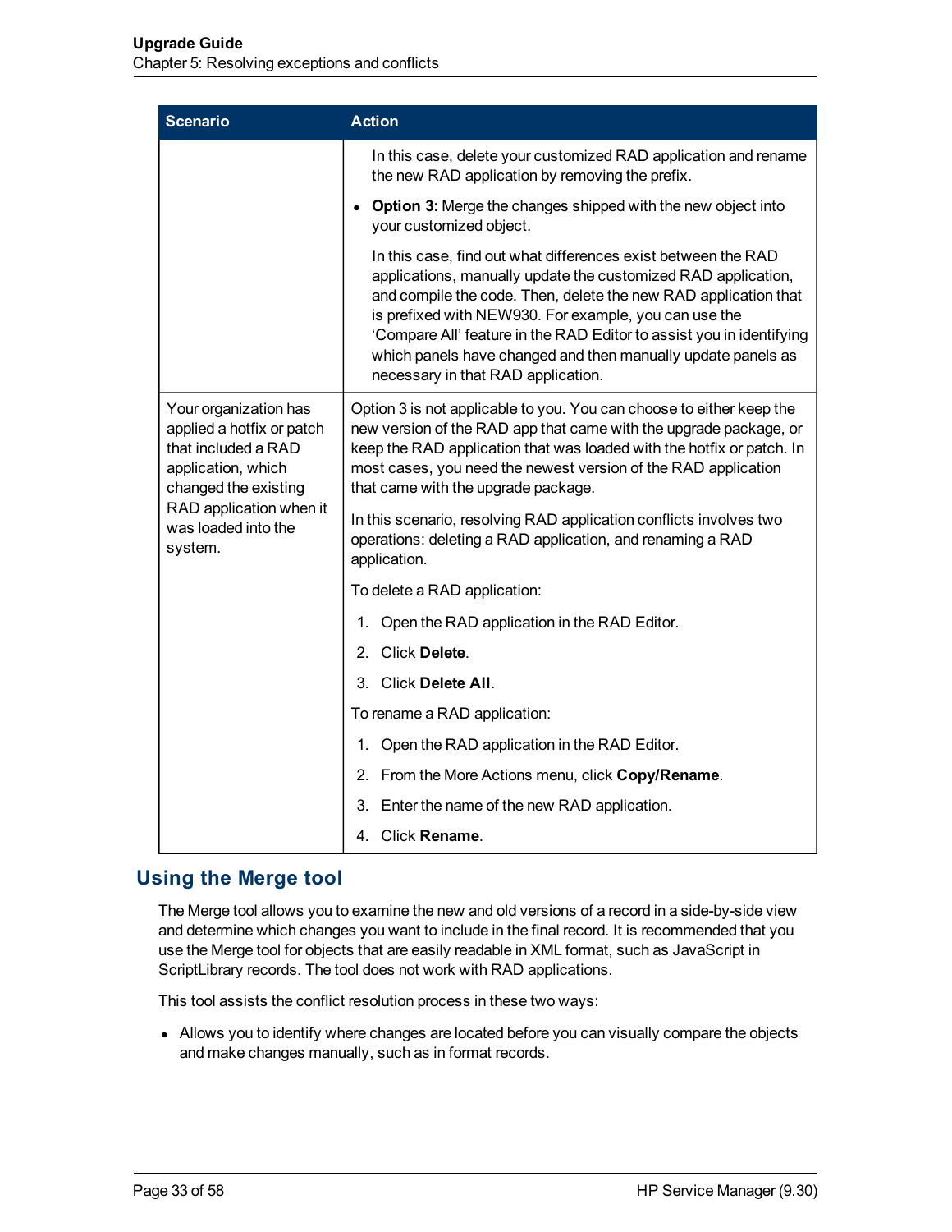| Scenario | Action |
| --- | --- |
| | In this case, delete your customized RAD application and rename the new RAD application by removing the prefix.<br><br>• **Option 3:** Merge the changes shipped with the new object into your customized object.<br><br>In this case, find out what differences exist between the RAD applications, manually update the customized RAD application, and compile the code. Then, delete the new RAD application that is prefixed with NEW930. For example, you can use the 'Compare All' feature in the RAD Editor to assist you in identifying which panels have changed and then manually update panels as necessary in that RAD application. |
| Your organization has applied a hotfix or patch that included a RAD application, which changed the existing RAD application when it was loaded into the system. | Option 3 is not applicable to you. You can choose to either keep the new version of the RAD app that came with the upgrade package, or keep the RAD application that was loaded with the hotfix or patch. In most cases, you need the newest version of the RAD application that came with the upgrade package.<br><br>In this scenario, resolving RAD application conflicts involves two operations: deleting a RAD application, and renaming a RAD application.<br><br>To delete a RAD application:<br><br>1. Open the RAD application in the RAD Editor.<br>2. Click **Delete**.<br>3. Click **Delete All**.<br><br>To rename a RAD application:<br><br>1. Open the RAD application in the RAD Editor.<br>2. From the More Actions menu, click **Copy/Rename**.<br>3. Enter the name of the new RAD application.<br>4. Click **Rename**. |

## Using the Merge tool

The Merge tool allows you to examine the new and old versions of a record in a side-by-side view and determine which changes you want to include in the final record. It is recommended that you use the Merge tool for objects that are easily readable in XML format, such as JavaScript in ScriptLibrary records. The tool does not work with RAD applications.

This tool assists the conflict resolution process in these two ways:

- Allows you to identify where changes are located before you can visually compare the objects and make changes manually, such as in format records.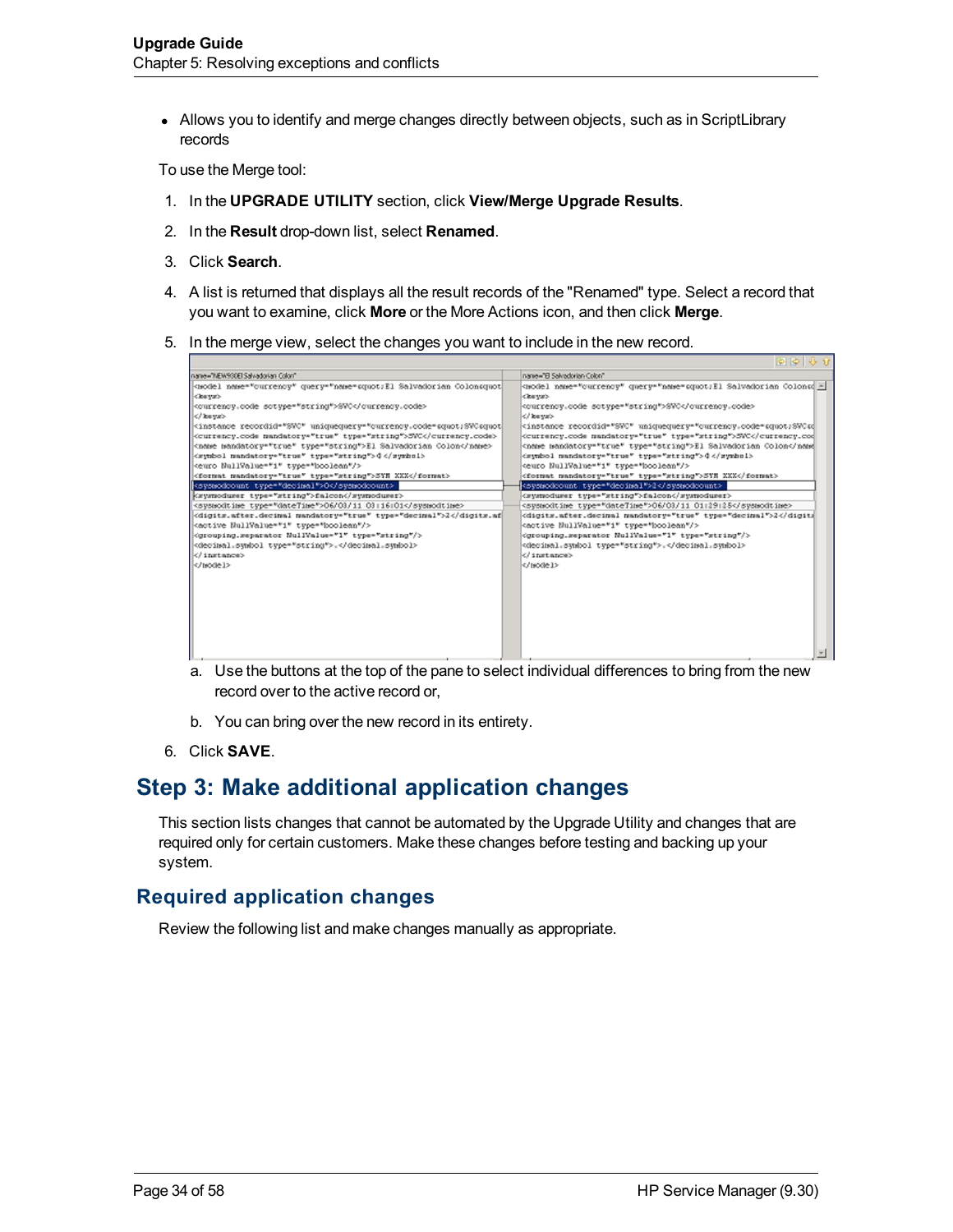- Allows you to identify and merge changes directly between objects, such as in ScriptLibrary records

To use the Merge tool:

1. In the **UPGRADE UTILITY** section, click **View/Merge Upgrade Results**.
2. In the **Result** drop-down list, select **Renamed**.
3. Click **Search**.
4. A list is returned that displays all the result records of the "Renamed" type. Select a record that you want to examine, click **More** or the More Actions icon, and then click **Merge**.
5. In the merge view, select the changes you want to include in the new record.

   a. Use the buttons at the top of the pane to select individual differences to bring from the new record over to the active record or,

   b. You can bring over the new record in its entirety.
6. Click **SAVE**.

## Step 3: Make additional application changes

This section lists changes that cannot be automated by the Upgrade Utility and changes that are required only for certain customers. Make these changes before testing and backing up your system.

### Required application changes

Review the following list and make changes manually as appropriate.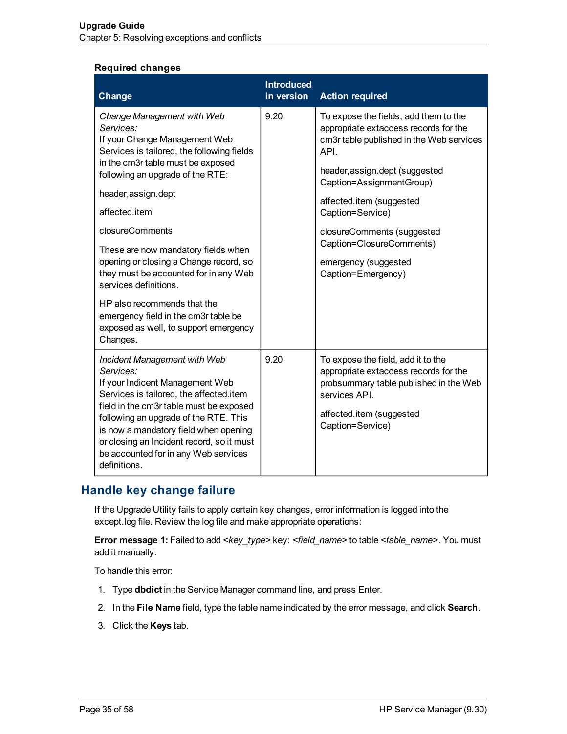**Required changes**

| Change | Introduced in version | Action required |
|---|---|---|
| *Change Management with Web Services:*<br>If your Change Management Web Services is tailored, the following fields in the cm3r table must be exposed following an upgrade of the RTE:<br><br>header,assign.dept<br><br>affected.item<br><br>closureComments<br><br>These are now mandatory fields when opening or closing a Change record, so they must be accounted for in any Web services definitions.<br><br>HP also recommends that the emergency field in the cm3r table be exposed as well, to support emergency Changes. | 9.20 | To expose the fields, add them to the appropriate extaccess records for the cm3r table published in the Web services API.<br><br>header,assign.dept (suggested Caption=AssignmentGroup)<br><br>affected.item (suggested Caption=Service)<br><br>closureComments (suggested Caption=ClosureComments)<br><br>emergency (suggested Caption=Emergency) |
| *Incident Management with Web Services:*<br>If your Indicent Management Web Services is tailored, the affected.item field in the cm3r table must be exposed following an upgrade of the RTE. This is now a mandatory field when opening or closing an Incident record, so it must be accounted for in any Web services definitions. | 9.20 | To expose the field, add it to the appropriate extaccess records for the probsummary table published in the Web services API.<br><br>affected.item (suggested Caption=Service) |

## Handle key change failure

If the Upgrade Utility fails to apply certain key changes, error information is logged into the except.log file. Review the log file and make appropriate operations:

**Error message 1:** Failed to add <*key_type*> key: <*field_name*> to table <*table_name*>. You must add it manually.

To handle this error:

1. Type **dbdict** in the Service Manager command line, and press Enter.
2. In the **File Name** field, type the table name indicated by the error message, and click **Search**.
3. Click the **Keys** tab.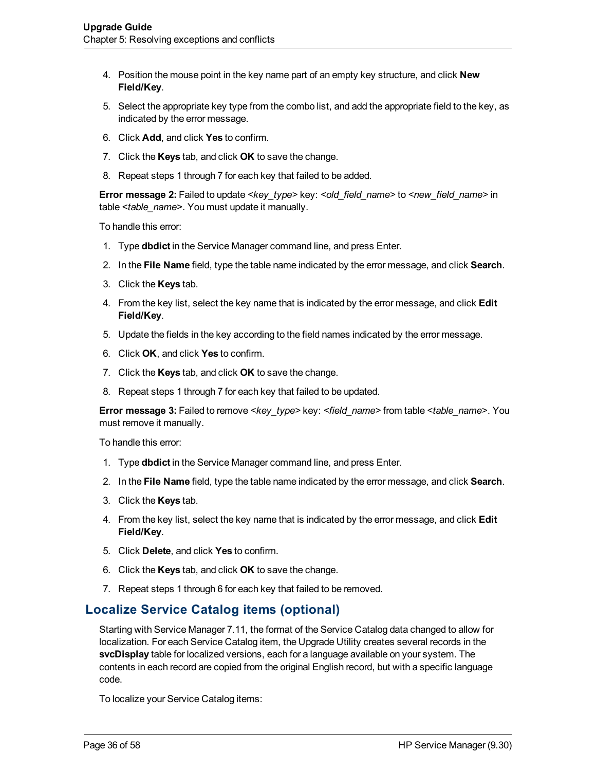4. Position the mouse point in the key name part of an empty key structure, and click **New Field/Key**.
5. Select the appropriate key type from the combo list, and add the appropriate field to the key, as indicated by the error message.
6. Click **Add**, and click **Yes** to confirm.
7. Click the **Keys** tab, and click **OK** to save the change.
8. Repeat steps 1 through 7 for each key that failed to be added.

**Error message 2:** Failed to update <*key_type*> key: <*old_field_name*> to <*new_field_name*> in table <*table_name*>. You must update it manually.

To handle this error:

1. Type **dbdict** in the Service Manager command line, and press Enter.
2. In the **File Name** field, type the table name indicated by the error message, and click **Search**.
3. Click the **Keys** tab.
4. From the key list, select the key name that is indicated by the error message, and click **Edit Field/Key**.
5. Update the fields in the key according to the field names indicated by the error message.
6. Click **OK**, and click **Yes** to confirm.
7. Click the **Keys** tab, and click **OK** to save the change.
8. Repeat steps 1 through 7 for each key that failed to be updated.

**Error message 3:** Failed to remove <*key_type*> key: <*field_name*> from table <*table_name*>. You must remove it manually.

To handle this error:

1. Type **dbdict** in the Service Manager command line, and press Enter.
2. In the **File Name** field, type the table name indicated by the error message, and click **Search**.
3. Click the **Keys** tab.
4. From the key list, select the key name that is indicated by the error message, and click **Edit Field/Key**.
5. Click **Delete**, and click **Yes** to confirm.
6. Click the **Keys** tab, and click **OK** to save the change.
7. Repeat steps 1 through 6 for each key that failed to be removed.

## Localize Service Catalog items (optional)

Starting with Service Manager 7.11, the format of the Service Catalog data changed to allow for localization. For each Service Catalog item, the Upgrade Utility creates several records in the **svcDisplay** table for localized versions, each for a language available on your system. The contents in each record are copied from the original English record, but with a specific language code.

To localize your Service Catalog items: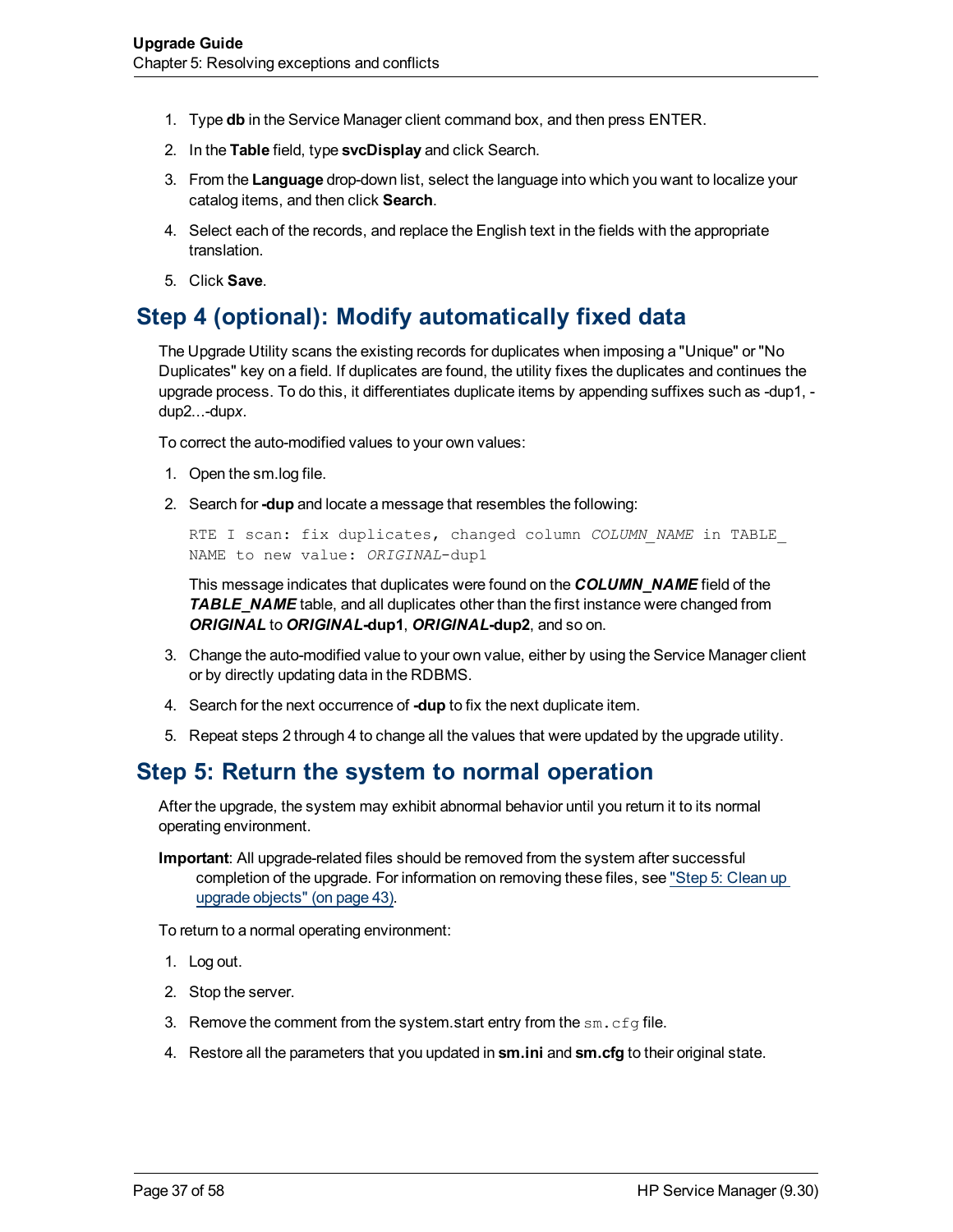1. Type **db** in the Service Manager client command box, and then press ENTER.
2. In the **Table** field, type **svcDisplay** and click Search.
3. From the **Language** drop-down list, select the language into which you want to localize your catalog items, and then click **Search**.
4. Select each of the records, and replace the English text in the fields with the appropriate translation.
5. Click **Save**.

## Step 4 (optional): Modify automatically fixed data

The Upgrade Utility scans the existing records for duplicates when imposing a "Unique" or "No Duplicates" key on a field. If duplicates are found, the utility fixes the duplicates and continues the upgrade process. To do this, it differentiates duplicate items by appending suffixes such as -dup1, -dup2...-dup*x*.

To correct the auto-modified values to your own values:

1. Open the sm.log file.
2. Search for **-dup** and locate a message that resembles the following:

   ```
   RTE I scan: fix duplicates, changed column COLUMN_NAME in TABLE_
   NAME to new value: ORIGINAL-dup1
   ```

   This message indicates that duplicates were found on the ***COLUMN_NAME*** field of the ***TABLE_NAME*** table, and all duplicates other than the first instance were changed from ***ORIGINAL*** to ***ORIGINAL*-dup1**, ***ORIGINAL*-dup2**, and so on.
3. Change the auto-modified value to your own value, either by using the Service Manager client or by directly updating data in the RDBMS.
4. Search for the next occurrence of **-dup** to fix the next duplicate item.
5. Repeat steps 2 through 4 to change all the values that were updated by the upgrade utility.

## Step 5: Return the system to normal operation

After the upgrade, the system may exhibit abnormal behavior until you return it to its normal operating environment.

**Important**: All upgrade-related files should be removed from the system after successful completion of the upgrade. For information on removing these files, see "Step 5: Clean up upgrade objects" (on page 43).

To return to a normal operating environment:

1. Log out.
2. Stop the server.
3. Remove the comment from the system.start entry from the `sm.cfg` file.
4. Restore all the parameters that you updated in **sm.ini** and **sm.cfg** to their original state.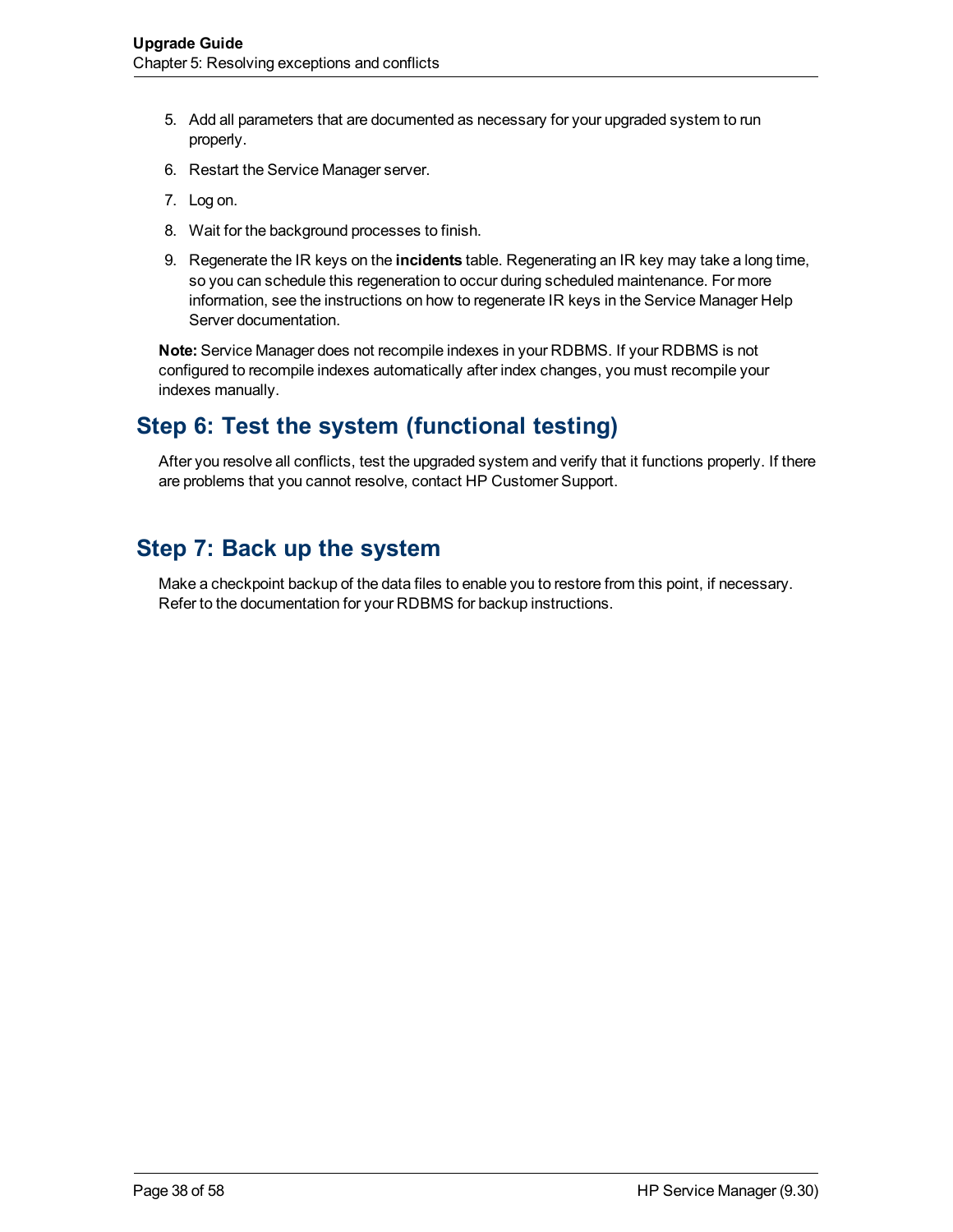5. Add all parameters that are documented as necessary for your upgraded system to run properly.
6. Restart the Service Manager server.
7. Log on.
8. Wait for the background processes to finish.
9. Regenerate the IR keys on the **incidents** table. Regenerating an IR key may take a long time, so you can schedule this regeneration to occur during scheduled maintenance. For more information, see the instructions on how to regenerate IR keys in the Service Manager Help Server documentation.

**Note:** Service Manager does not recompile indexes in your RDBMS. If your RDBMS is not configured to recompile indexes automatically after index changes, you must recompile your indexes manually.

## Step 6: Test the system (functional testing)

After you resolve all conflicts, test the upgraded system and verify that it functions properly. If there are problems that you cannot resolve, contact HP Customer Support.

## Step 7: Back up the system

Make a checkpoint backup of the data files to enable you to restore from this point, if necessary. Refer to the documentation for your RDBMS for backup instructions.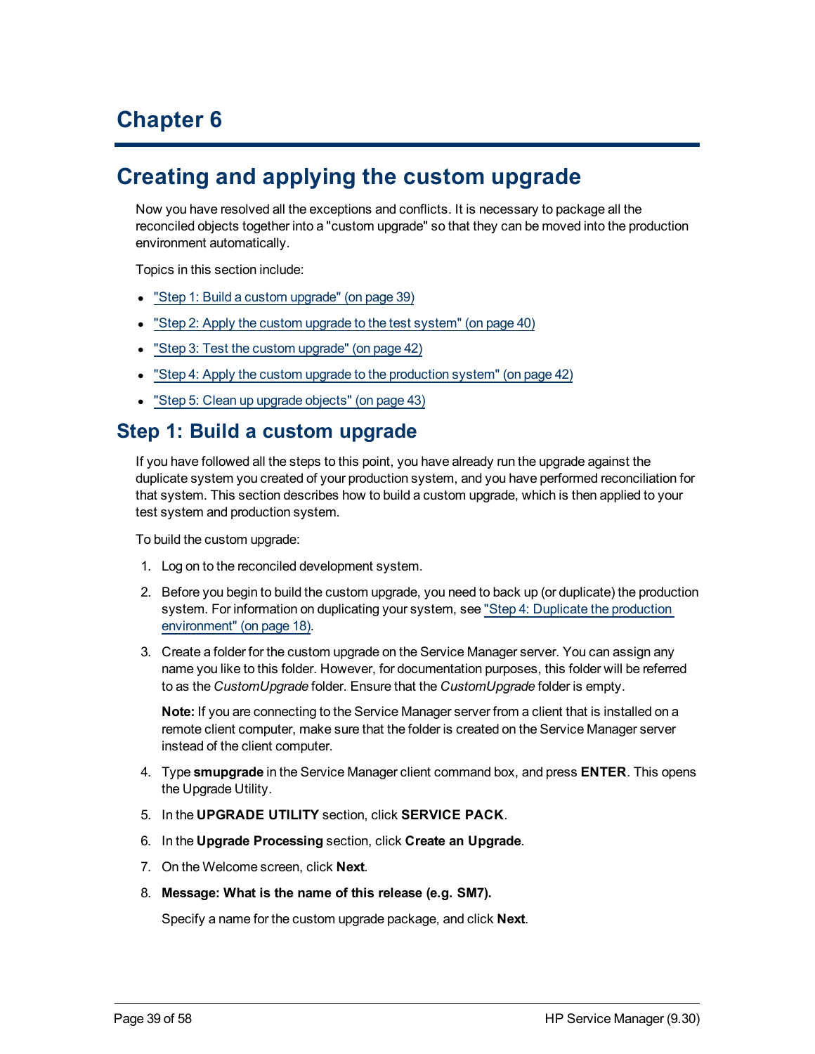# Chapter 6

# Creating and applying the custom upgrade

Now you have resolved all the exceptions and conflicts. It is necessary to package all the reconciled objects together into a "custom upgrade" so that they can be moved into the production environment automatically.

Topics in this section include:

- "Step 1: Build a custom upgrade" (on page 39)
- "Step 2: Apply the custom upgrade to the test system" (on page 40)
- "Step 3: Test the custom upgrade" (on page 42)
- "Step 4: Apply the custom upgrade to the production system" (on page 42)
- "Step 5: Clean up upgrade objects" (on page 43)

## Step 1: Build a custom upgrade

If you have followed all the steps to this point, you have already run the upgrade against the duplicate system you created of your production system, and you have performed reconciliation for that system. This section describes how to build a custom upgrade, which is then applied to your test system and production system.

To build the custom upgrade:

1. Log on to the reconciled development system.
2. Before you begin to build the custom upgrade, you need to back up (or duplicate) the production system. For information on duplicating your system, see "Step 4: Duplicate the production environment" (on page 18).
3. Create a folder for the custom upgrade on the Service Manager server. You can assign any name you like to this folder. However, for documentation purposes, this folder will be referred to as the *CustomUpgrade* folder. Ensure that the *CustomUpgrade* folder is empty.

   **Note:** If you are connecting to the Service Manager server from a client that is installed on a remote client computer, make sure that the folder is created on the Service Manager server instead of the client computer.

4. Type **smupgrade** in the Service Manager client command box, and press **ENTER**. This opens the Upgrade Utility.
5. In the **UPGRADE UTILITY** section, click **SERVICE PACK**.
6. In the **Upgrade Processing** section, click **Create an Upgrade**.
7. On the Welcome screen, click **Next**.
8. **Message: What is the name of this release (e.g. SM7).**

   Specify a name for the custom upgrade package, and click **Next**.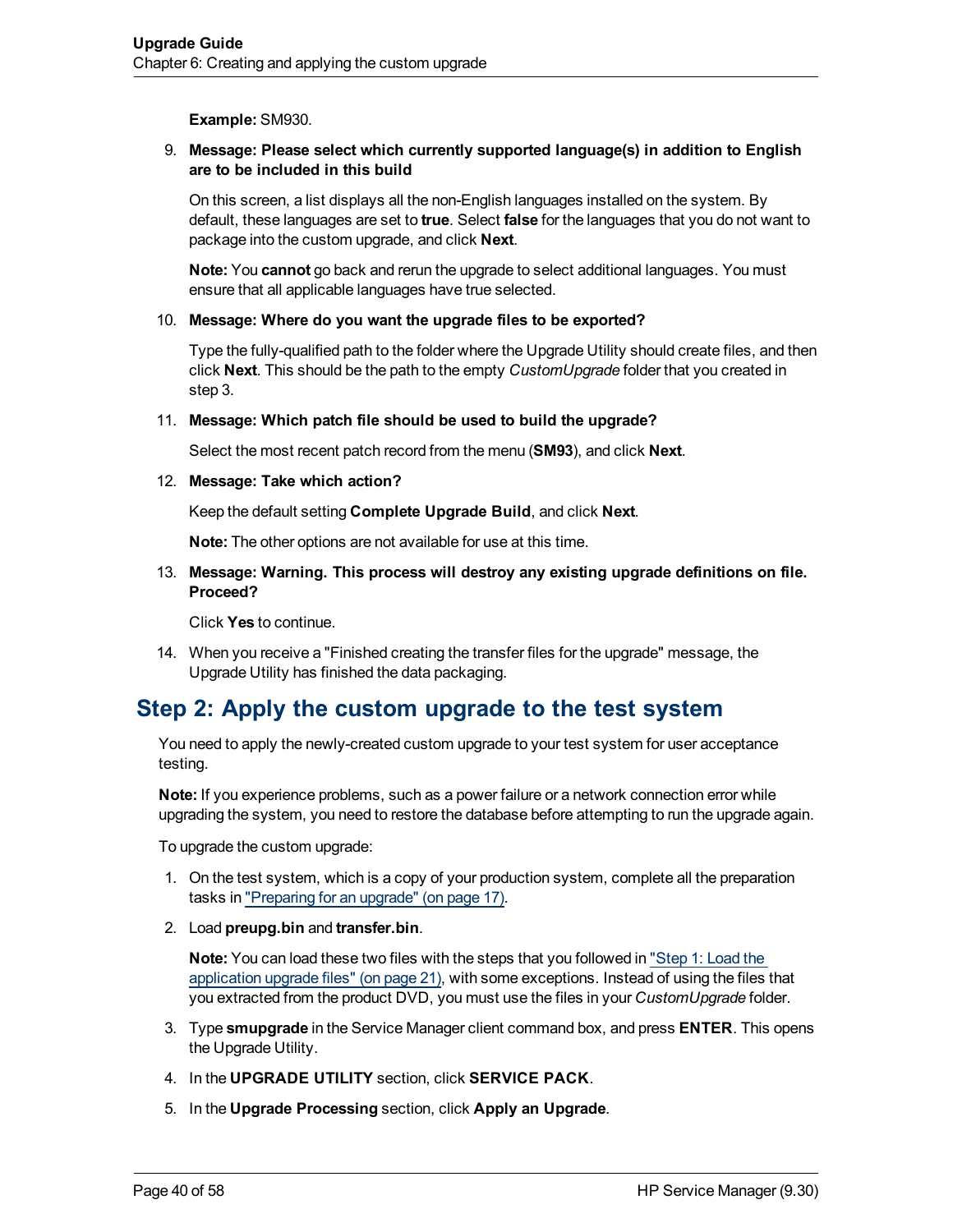**Example:** SM930.

9. **Message: Please select which currently supported language(s) in addition to English are to be included in this build**

   On this screen, a list displays all the non-English languages installed on the system. By default, these languages are set to **true**. Select **false** for the languages that you do not want to package into the custom upgrade, and click **Next**.

   **Note:** You **cannot** go back and rerun the upgrade to select additional languages. You must ensure that all applicable languages have true selected.

10. **Message: Where do you want the upgrade files to be exported?**

    Type the fully-qualified path to the folder where the Upgrade Utility should create files, and then click **Next**. This should be the path to the empty *CustomUpgrade* folder that you created in step 3.

11. **Message: Which patch file should be used to build the upgrade?**

    Select the most recent patch record from the menu (**SM93**), and click **Next**.

12. **Message: Take which action?**

    Keep the default setting **Complete Upgrade Build**, and click **Next**.

    **Note:** The other options are not available for use at this time.

13. **Message: Warning. This process will destroy any existing upgrade definitions on file. Proceed?**

    Click **Yes** to continue.

14. When you receive a "Finished creating the transfer files for the upgrade" message, the Upgrade Utility has finished the data packaging.

## Step 2: Apply the custom upgrade to the test system

You need to apply the newly-created custom upgrade to your test system for user acceptance testing.

**Note:** If you experience problems, such as a power failure or a network connection error while upgrading the system, you need to restore the database before attempting to run the upgrade again.

To upgrade the custom upgrade:

1. On the test system, which is a copy of your production system, complete all the preparation tasks in "Preparing for an upgrade" (on page 17).
2. Load **preupg.bin** and **transfer.bin**.

   **Note:** You can load these two files with the steps that you followed in "Step 1: Load the application upgrade files" (on page 21), with some exceptions. Instead of using the files that you extracted from the product DVD, you must use the files in your *CustomUpgrade* folder.

3. Type **smupgrade** in the Service Manager client command box, and press **ENTER**. This opens the Upgrade Utility.
4. In the **UPGRADE UTILITY** section, click **SERVICE PACK**.
5. In the **Upgrade Processing** section, click **Apply an Upgrade**.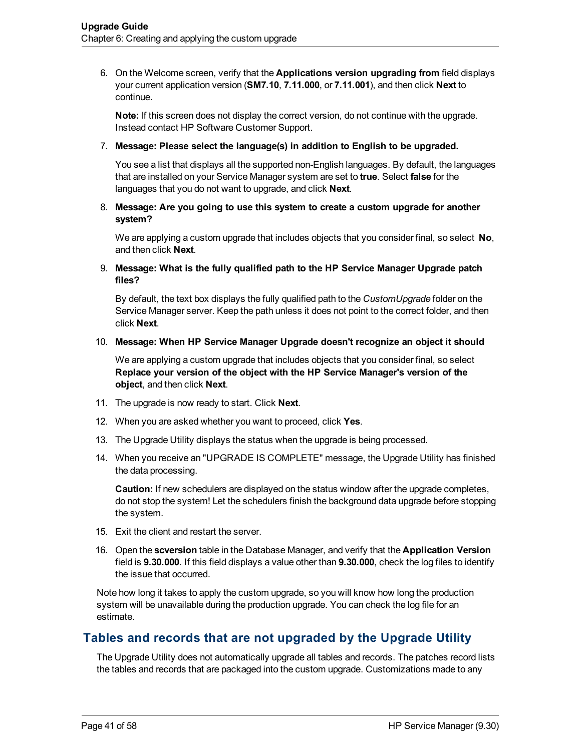6. On the Welcome screen, verify that the **Applications version upgrading from** field displays your current application version (**SM7.10**, **7.11.000**, or **7.11.001**), and then click **Next** to continue.

   **Note:** If this screen does not display the correct version, do not continue with the upgrade. Instead contact HP Software Customer Support.

7. **Message: Please select the language(s) in addition to English to be upgraded.**

   You see a list that displays all the supported non-English languages. By default, the languages that are installed on your Service Manager system are set to **true**. Select **false** for the languages that you do not want to upgrade, and click **Next**.

8. **Message: Are you going to use this system to create a custom upgrade for another system?**

   We are applying a custom upgrade that includes objects that you consider final, so select **No**, and then click **Next**.

9. **Message: What is the fully qualified path to the HP Service Manager Upgrade patch files?**

   By default, the text box displays the fully qualified path to the *CustomUpgrade* folder on the Service Manager server. Keep the path unless it does not point to the correct folder, and then click **Next**.

10. **Message: When HP Service Manager Upgrade doesn't recognize an object it should**

    We are applying a custom upgrade that includes objects that you consider final, so select **Replace your version of the object with the HP Service Manager's version of the object**, and then click **Next**.

11. The upgrade is now ready to start. Click **Next**.

12. When you are asked whether you want to proceed, click **Yes**.

13. The Upgrade Utility displays the status when the upgrade is being processed.

14. When you receive an "UPGRADE IS COMPLETE" message, the Upgrade Utility has finished the data processing.

    **Caution:** If new schedulers are displayed on the status window after the upgrade completes, do not stop the system! Let the schedulers finish the background data upgrade before stopping the system.

15. Exit the client and restart the server.

16. Open the **scversion** table in the Database Manager, and verify that the **Application Version** field is **9.30.000**. If this field displays a value other than **9.30.000**, check the log files to identify the issue that occurred.

Note how long it takes to apply the custom upgrade, so you will know how long the production system will be unavailable during the production upgrade. You can check the log file for an estimate.

## Tables and records that are not upgraded by the Upgrade Utility

The Upgrade Utility does not automatically upgrade all tables and records. The patches record lists the tables and records that are packaged into the custom upgrade. Customizations made to any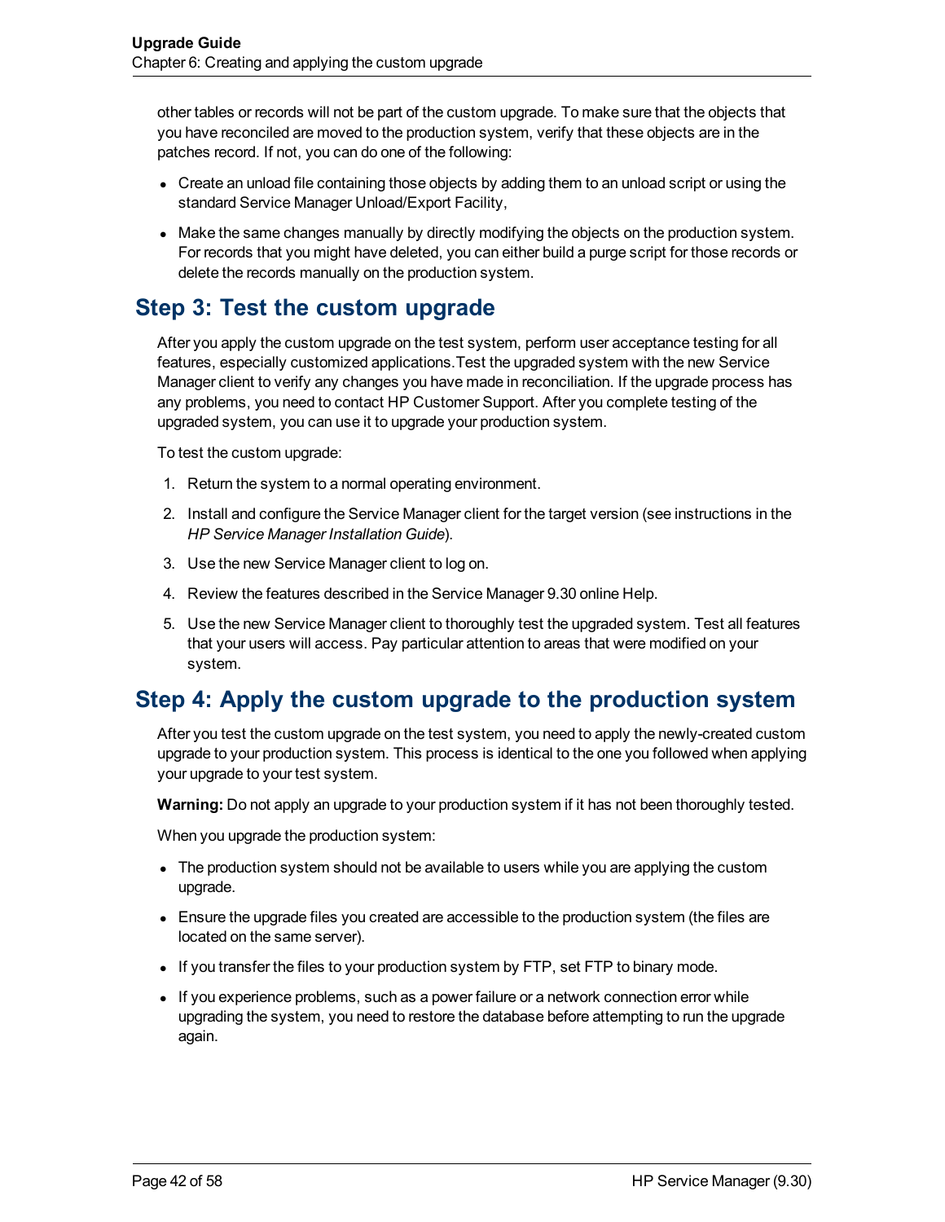other tables or records will not be part of the custom upgrade. To make sure that the objects that you have reconciled are moved to the production system, verify that these objects are in the patches record. If not, you can do one of the following:

- Create an unload file containing those objects by adding them to an unload script or using the standard Service Manager Unload/Export Facility,
- Make the same changes manually by directly modifying the objects on the production system. For records that you might have deleted, you can either build a purge script for those records or delete the records manually on the production system.

## Step 3: Test the custom upgrade

After you apply the custom upgrade on the test system, perform user acceptance testing for all features, especially customized applications.Test the upgraded system with the new Service Manager client to verify any changes you have made in reconciliation. If the upgrade process has any problems, you need to contact HP Customer Support. After you complete testing of the upgraded system, you can use it to upgrade your production system.

To test the custom upgrade:

1. Return the system to a normal operating environment.
2. Install and configure the Service Manager client for the target version (see instructions in the *HP Service Manager Installation Guide*).
3. Use the new Service Manager client to log on.
4. Review the features described in the Service Manager 9.30 online Help.
5. Use the new Service Manager client to thoroughly test the upgraded system. Test all features that your users will access. Pay particular attention to areas that were modified on your system.

## Step 4: Apply the custom upgrade to the production system

After you test the custom upgrade on the test system, you need to apply the newly-created custom upgrade to your production system. This process is identical to the one you followed when applying your upgrade to your test system.

**Warning:** Do not apply an upgrade to your production system if it has not been thoroughly tested.

When you upgrade the production system:

- The production system should not be available to users while you are applying the custom upgrade.
- Ensure the upgrade files you created are accessible to the production system (the files are located on the same server).
- If you transfer the files to your production system by FTP, set FTP to binary mode.
- If you experience problems, such as a power failure or a network connection error while upgrading the system, you need to restore the database before attempting to run the upgrade again.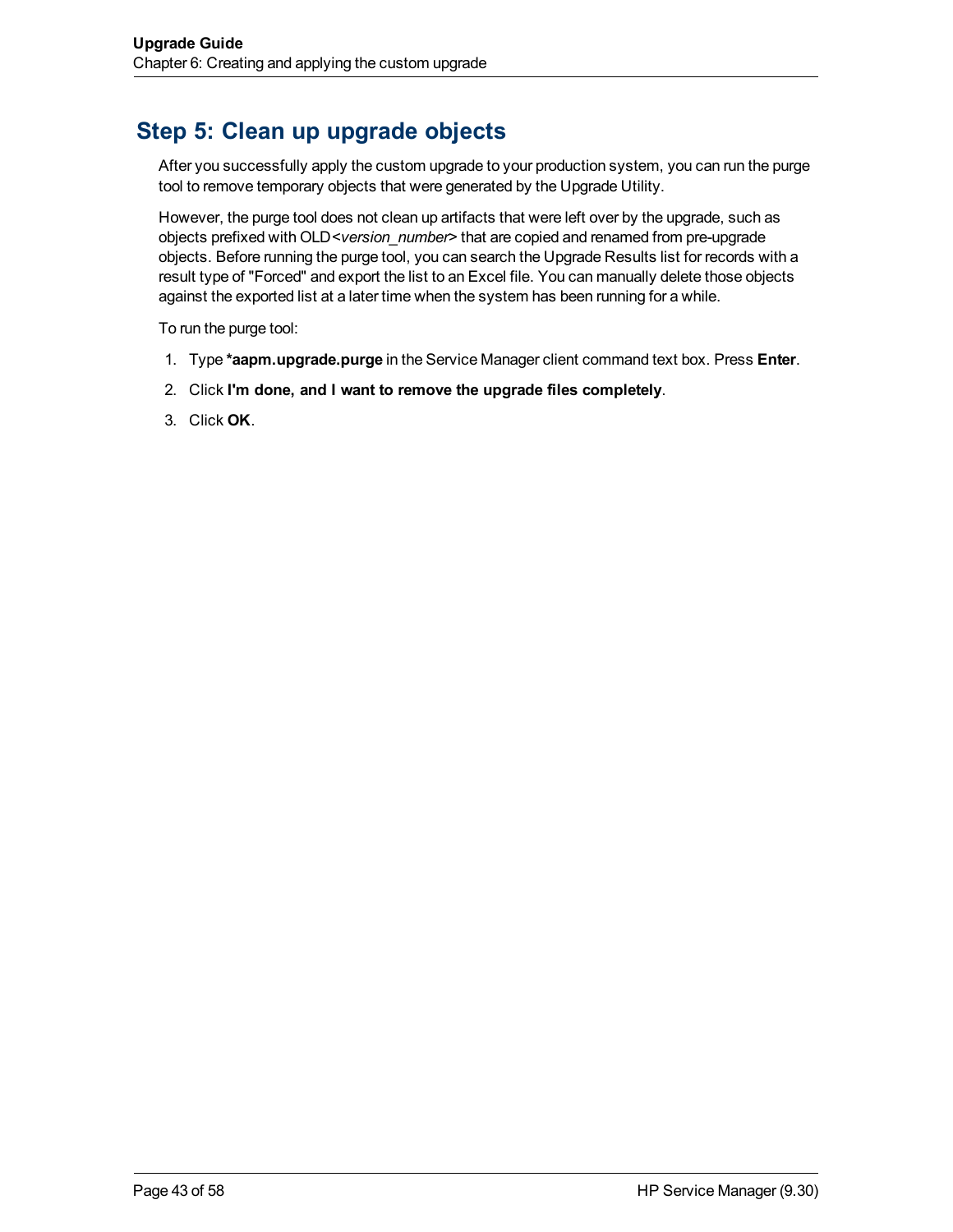## Step 5: Clean up upgrade objects

After you successfully apply the custom upgrade to your production system, you can run the purge tool to remove temporary objects that were generated by the Upgrade Utility.

However, the purge tool does not clean up artifacts that were left over by the upgrade, such as objects prefixed with OLD<*version_number*> that are copied and renamed from pre-upgrade objects. Before running the purge tool, you can search the Upgrade Results list for records with a result type of "Forced" and export the list to an Excel file. You can manually delete those objects against the exported list at a later time when the system has been running for a while.

To run the purge tool:

1. Type ***aapm.upgrade.purge** in the Service Manager client command text box. Press **Enter**.
2. Click **I'm done, and I want to remove the upgrade files completely**.
3. Click **OK**.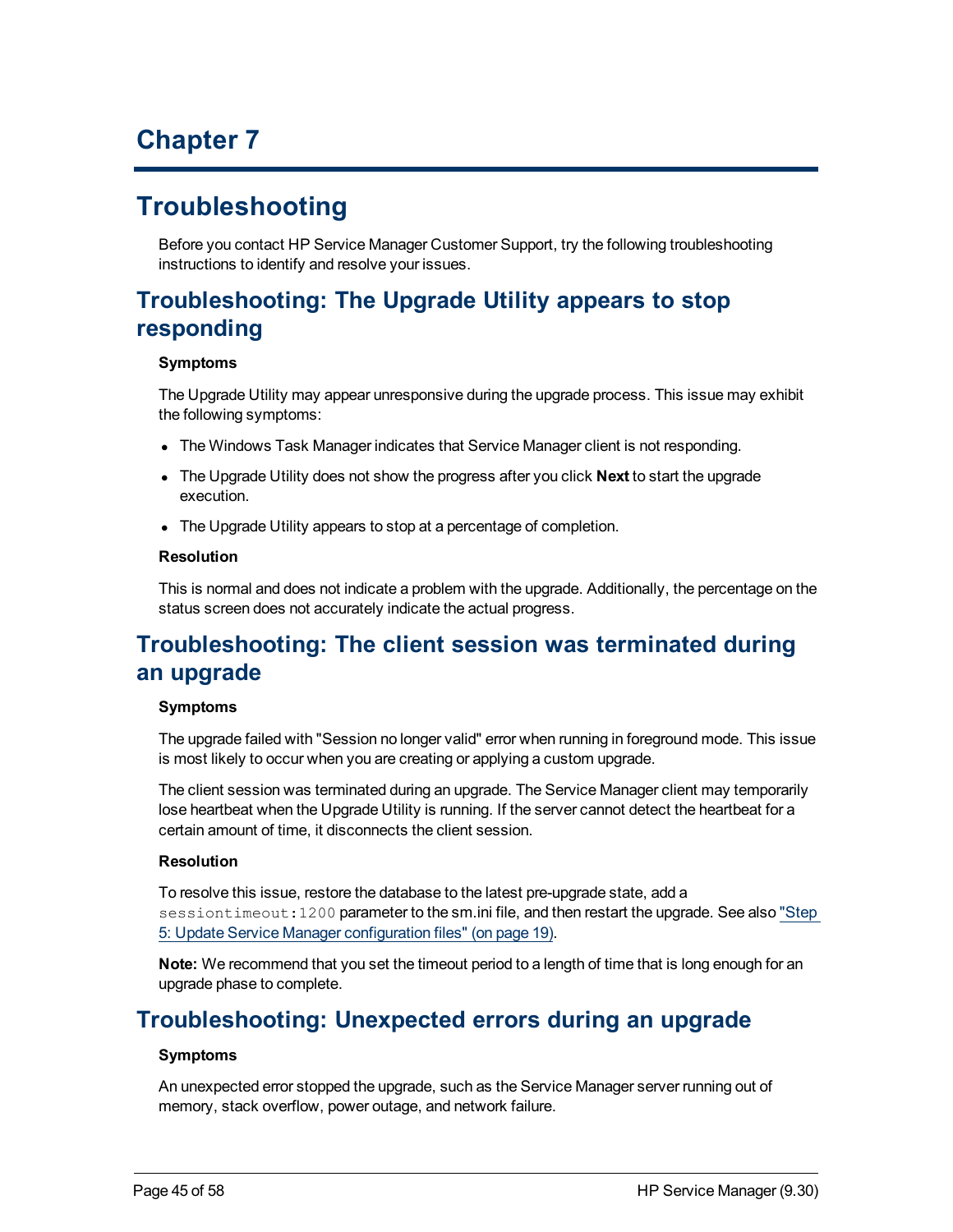# Chapter 7

# Troubleshooting

Before you contact HP Service Manager Customer Support, try the following troubleshooting instructions to identify and resolve your issues.

## Troubleshooting: The Upgrade Utility appears to stop responding

**Symptoms**

The Upgrade Utility may appear unresponsive during the upgrade process. This issue may exhibit the following symptoms:

- The Windows Task Manager indicates that Service Manager client is not responding.
- The Upgrade Utility does not show the progress after you click **Next** to start the upgrade execution.
- The Upgrade Utility appears to stop at a percentage of completion.

**Resolution**

This is normal and does not indicate a problem with the upgrade. Additionally, the percentage on the status screen does not accurately indicate the actual progress.

## Troubleshooting: The client session was terminated during an upgrade

**Symptoms**

The upgrade failed with "Session no longer valid" error when running in foreground mode. This issue is most likely to occur when you are creating or applying a custom upgrade.

The client session was terminated during an upgrade. The Service Manager client may temporarily lose heartbeat when the Upgrade Utility is running. If the server cannot detect the heartbeat for a certain amount of time, it disconnects the client session.

**Resolution**

To resolve this issue, restore the database to the latest pre-upgrade state, add a `sessiontimeout:1200` parameter to the sm.ini file, and then restart the upgrade. See also "Step 5: Update Service Manager configuration files" (on page 19).

**Note:** We recommend that you set the timeout period to a length of time that is long enough for an upgrade phase to complete.

## Troubleshooting: Unexpected errors during an upgrade

**Symptoms**

An unexpected error stopped the upgrade, such as the Service Manager server running out of memory, stack overflow, power outage, and network failure.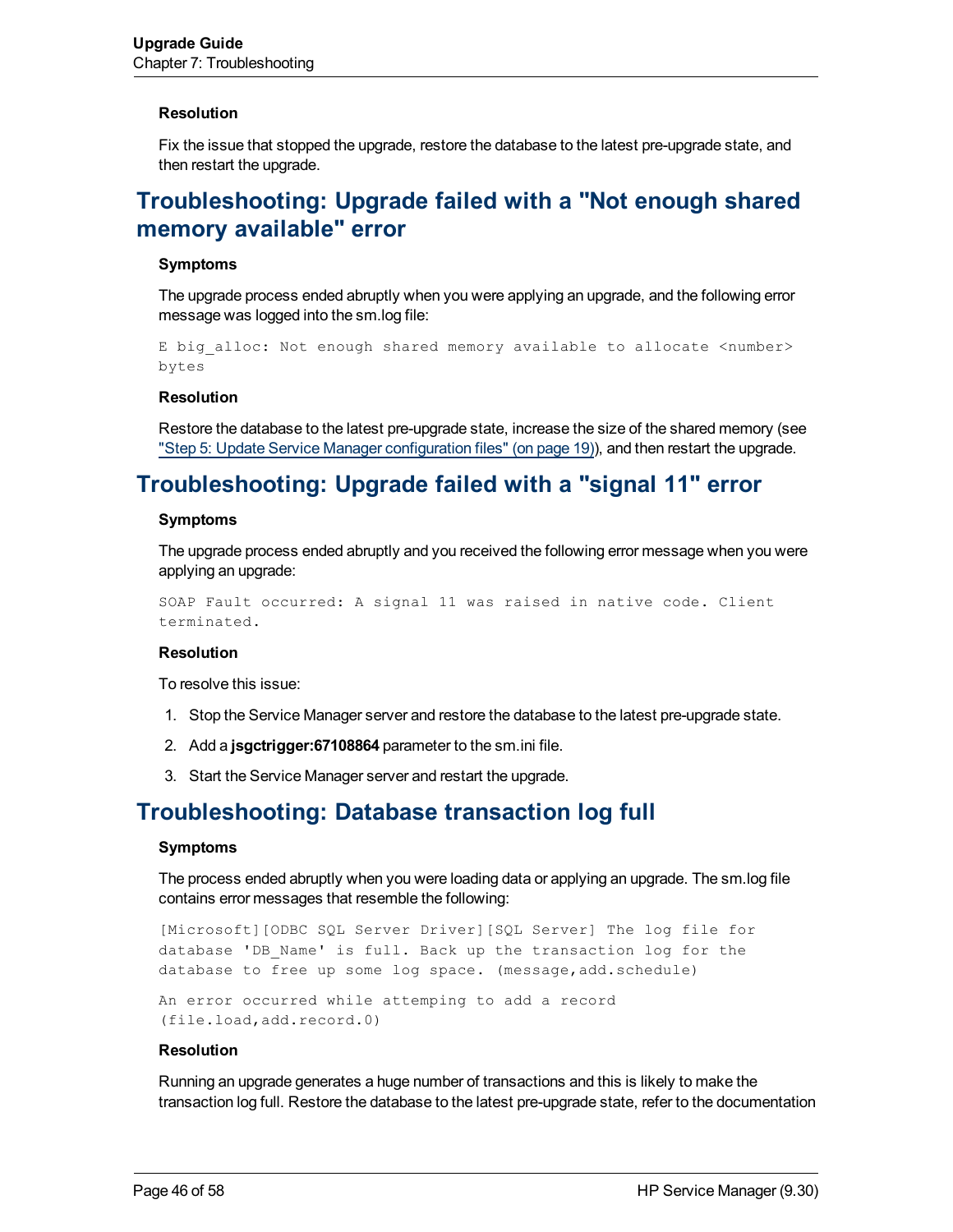**Resolution**

Fix the issue that stopped the upgrade, restore the database to the latest pre-upgrade state, and then restart the upgrade.

## Troubleshooting: Upgrade failed with a "Not enough shared memory available" error

**Symptoms**

The upgrade process ended abruptly when you were applying an upgrade, and the following error message was logged into the sm.log file:

```
E big_alloc: Not enough shared memory available to allocate <number>
bytes
```

**Resolution**

Restore the database to the latest pre-upgrade state, increase the size of the shared memory (see "Step 5: Update Service Manager configuration files" (on page 19)), and then restart the upgrade.

## Troubleshooting: Upgrade failed with a "signal 11" error

**Symptoms**

The upgrade process ended abruptly and you received the following error message when you were applying an upgrade:

```
SOAP Fault occurred: A signal 11 was raised in native code. Client
terminated.
```

**Resolution**

To resolve this issue:

1. Stop the Service Manager server and restore the database to the latest pre-upgrade state.
2. Add a **jsgctrigger:67108864** parameter to the sm.ini file.
3. Start the Service Manager server and restart the upgrade.

## Troubleshooting: Database transaction log full

**Symptoms**

The process ended abruptly when you were loading data or applying an upgrade. The sm.log file contains error messages that resemble the following:

```
[Microsoft][ODBC SQL Server Driver][SQL Server] The log file for
database 'DB_Name' is full. Back up the transaction log for the
database to free up some log space. (message,add.schedule)
```

```
An error occurred while attemping to add a record
(file.load,add.record.0)
```

**Resolution**

Running an upgrade generates a huge number of transactions and this is likely to make the transaction log full. Restore the database to the latest pre-upgrade state, refer to the documentation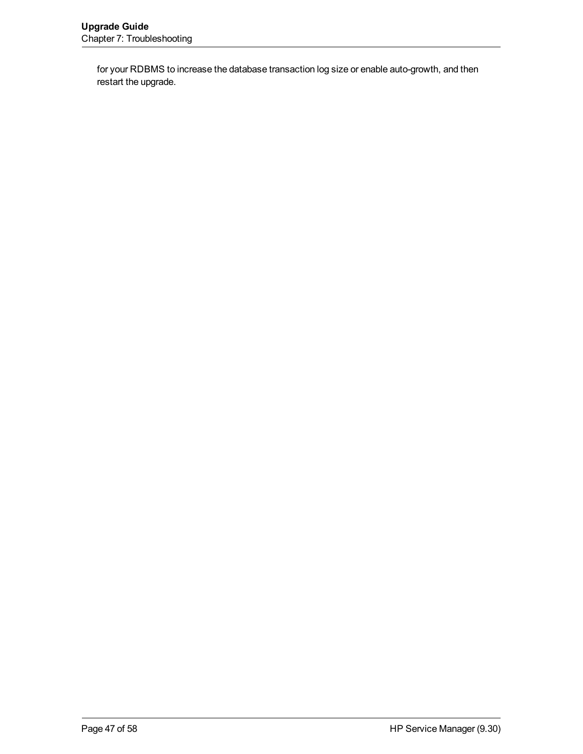for your RDBMS to increase the database transaction log size or enable auto-growth, and then restart the upgrade.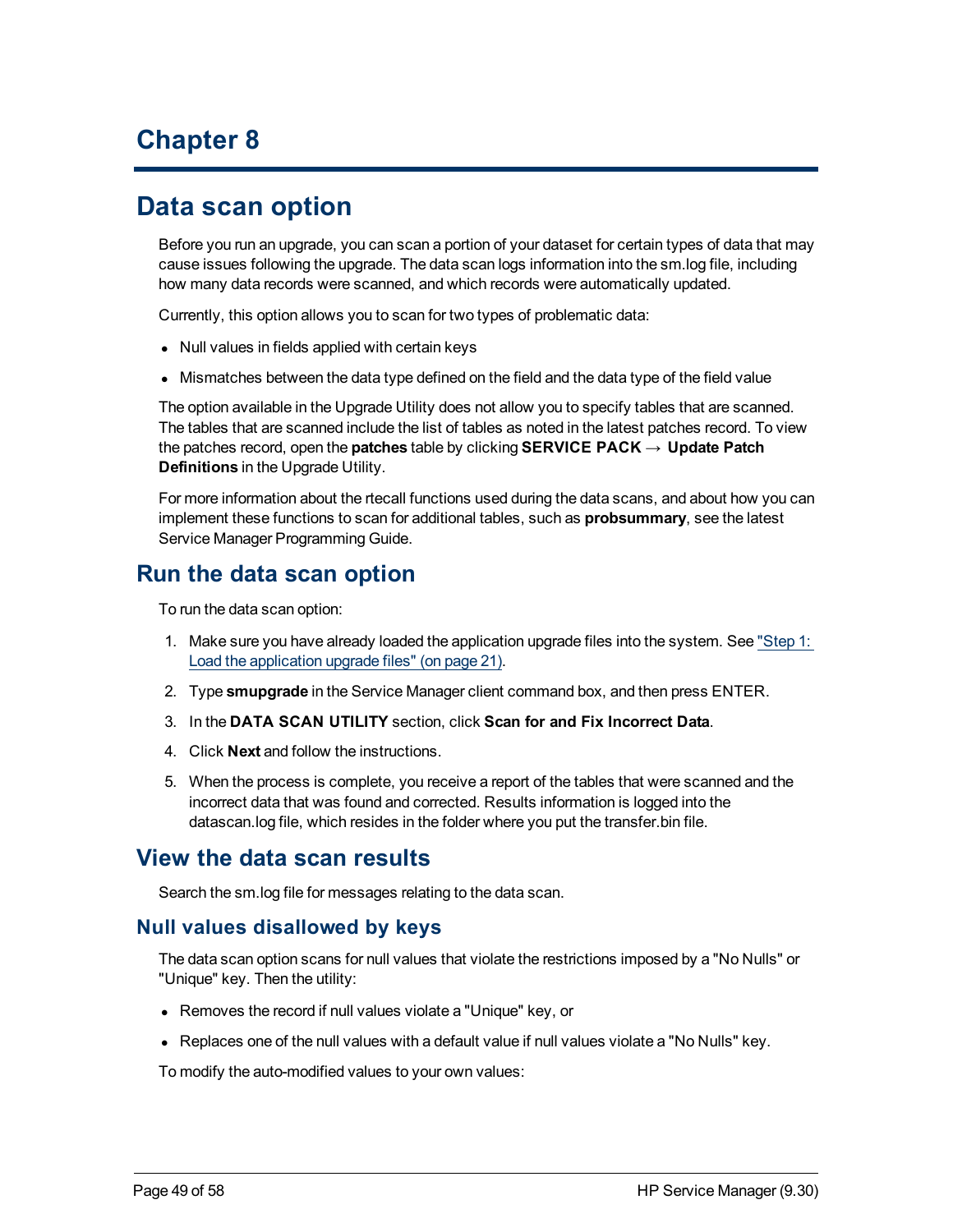# Chapter 8

# Data scan option

Before you run an upgrade, you can scan a portion of your dataset for certain types of data that may cause issues following the upgrade. The data scan logs information into the sm.log file, including how many data records were scanned, and which records were automatically updated.

Currently, this option allows you to scan for two types of problematic data:

- Null values in fields applied with certain keys
- Mismatches between the data type defined on the field and the data type of the field value

The option available in the Upgrade Utility does not allow you to specify tables that are scanned. The tables that are scanned include the list of tables as noted in the latest patches record. To view the patches record, open the **patches** table by clicking **SERVICE PACK → Update Patch Definitions** in the Upgrade Utility.

For more information about the rtecall functions used during the data scans, and about how you can implement these functions to scan for additional tables, such as **probsummary**, see the latest Service Manager Programming Guide.

## Run the data scan option

To run the data scan option:

1. Make sure you have already loaded the application upgrade files into the system. See "Step 1: Load the application upgrade files" (on page 21).
2. Type **smupgrade** in the Service Manager client command box, and then press ENTER.
3. In the **DATA SCAN UTILITY** section, click **Scan for and Fix Incorrect Data**.
4. Click **Next** and follow the instructions.
5. When the process is complete, you receive a report of the tables that were scanned and the incorrect data that was found and corrected. Results information is logged into the datascan.log file, which resides in the folder where you put the transfer.bin file.

## View the data scan results

Search the sm.log file for messages relating to the data scan.

### Null values disallowed by keys

The data scan option scans for null values that violate the restrictions imposed by a "No Nulls" or "Unique" key. Then the utility:

- Removes the record if null values violate a "Unique" key, or
- Replaces one of the null values with a default value if null values violate a "No Nulls" key.

To modify the auto-modified values to your own values: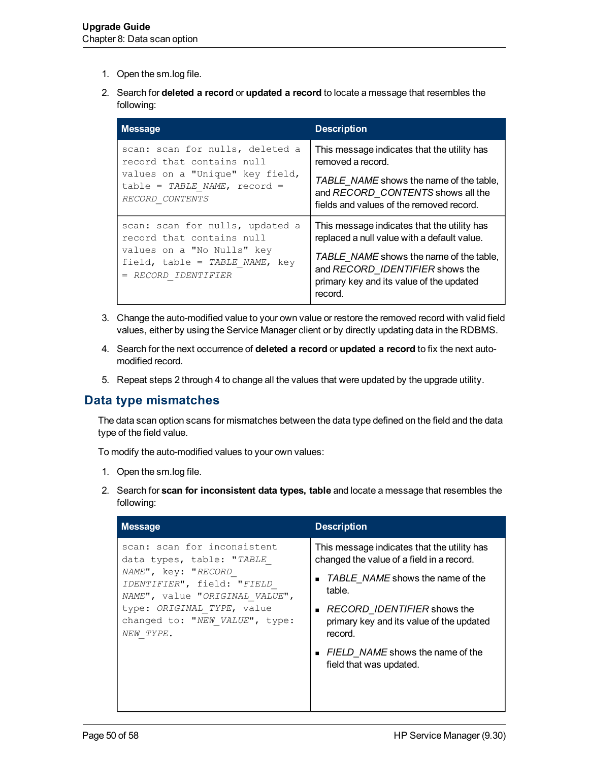1. Open the sm.log file.
2. Search for **deleted a record** or **updated a record** to locate a message that resembles the following:

| Message | Description |
| --- | --- |
| `scan: scan for nulls, deleted a record that contains null values on a "Unique" key field, table = TABLE_NAME, record = RECORD_CONTENTS` | This message indicates that the utility has removed a record.<br><br>*TABLE_NAME* shows the name of the table, and *RECORD_CONTENTS* shows all the fields and values of the removed record. |
| `scan: scan for nulls, updated a record that contains null values on a "No Nulls" key field, table = TABLE_NAME, key = RECORD_IDENTIFIER` | This message indicates that the utility has replaced a null value with a default value.<br><br>*TABLE_NAME* shows the name of the table, and *RECORD_IDENTIFIER* shows the primary key and its value of the updated record. |

3. Change the auto-modified value to your own value or restore the removed record with valid field values, either by using the Service Manager client or by directly updating data in the RDBMS.
4. Search for the next occurrence of **deleted a record** or **updated a record** to fix the next auto-modified record.
5. Repeat steps 2 through 4 to change all the values that were updated by the upgrade utility.

## Data type mismatches

The data scan option scans for mismatches between the data type defined on the field and the data type of the field value.

To modify the auto-modified values to your own values:

1. Open the sm.log file.
2. Search for **scan for inconsistent data types, table** and locate a message that resembles the following:

| Message | Description |
| --- | --- |
| `scan: scan for inconsistent data types, table: "TABLE_NAME", key: "RECORD_IDENTIFIER", field: "FIELD_NAME", value "ORIGINAL_VALUE", type: ORIGINAL_TYPE, value changed to: "NEW_VALUE", type: NEW_TYPE.` | This message indicates that the utility has changed the value of a field in a record.<br><br>▪ *TABLE_NAME* shows the name of the table.<br>▪ *RECORD_IDENTIFIER* shows the primary key and its value of the updated record.<br>▪ *FIELD_NAME* shows the name of the field that was updated. |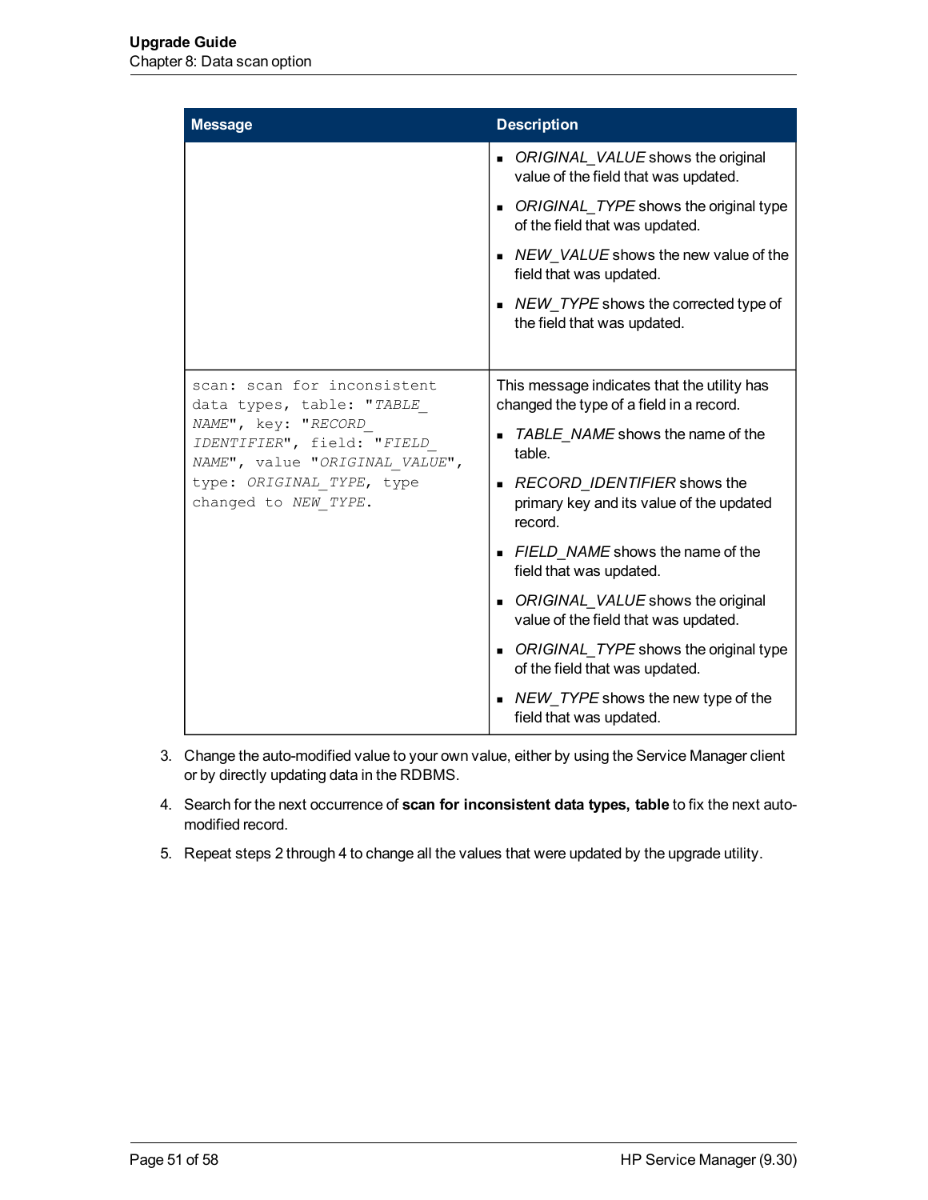| Message | Description |
|---|---|
| | ▪ *ORIGINAL_VALUE* shows the original value of the field that was updated.<br>▪ *ORIGINAL_TYPE* shows the original type of the field that was updated.<br>▪ *NEW_VALUE* shows the new value of the field that was updated.<br>▪ *NEW_TYPE* shows the corrected type of the field that was updated. |
| `scan: scan for inconsistent data types, table: "TABLE_NAME", key: "RECORD_IDENTIFIER", field: "FIELD_NAME", value "ORIGINAL_VALUE", type: ORIGINAL_TYPE, type changed to NEW_TYPE.` | This message indicates that the utility has changed the type of a field in a record.<br>▪ *TABLE_NAME* shows the name of the table.<br>▪ *RECORD_IDENTIFIER* shows the primary key and its value of the updated record.<br>▪ *FIELD_NAME* shows the name of the field that was updated.<br>▪ *ORIGINAL_VALUE* shows the original value of the field that was updated.<br>▪ *ORIGINAL_TYPE* shows the original type of the field that was updated.<br>▪ *NEW_TYPE* shows the new type of the field that was updated. |

3. Change the auto-modified value to your own value, either by using the Service Manager client or by directly updating data in the RDBMS.
4. Search for the next occurrence of **scan for inconsistent data types, table** to fix the next auto-modified record.
5. Repeat steps 2 through 4 to change all the values that were updated by the upgrade utility.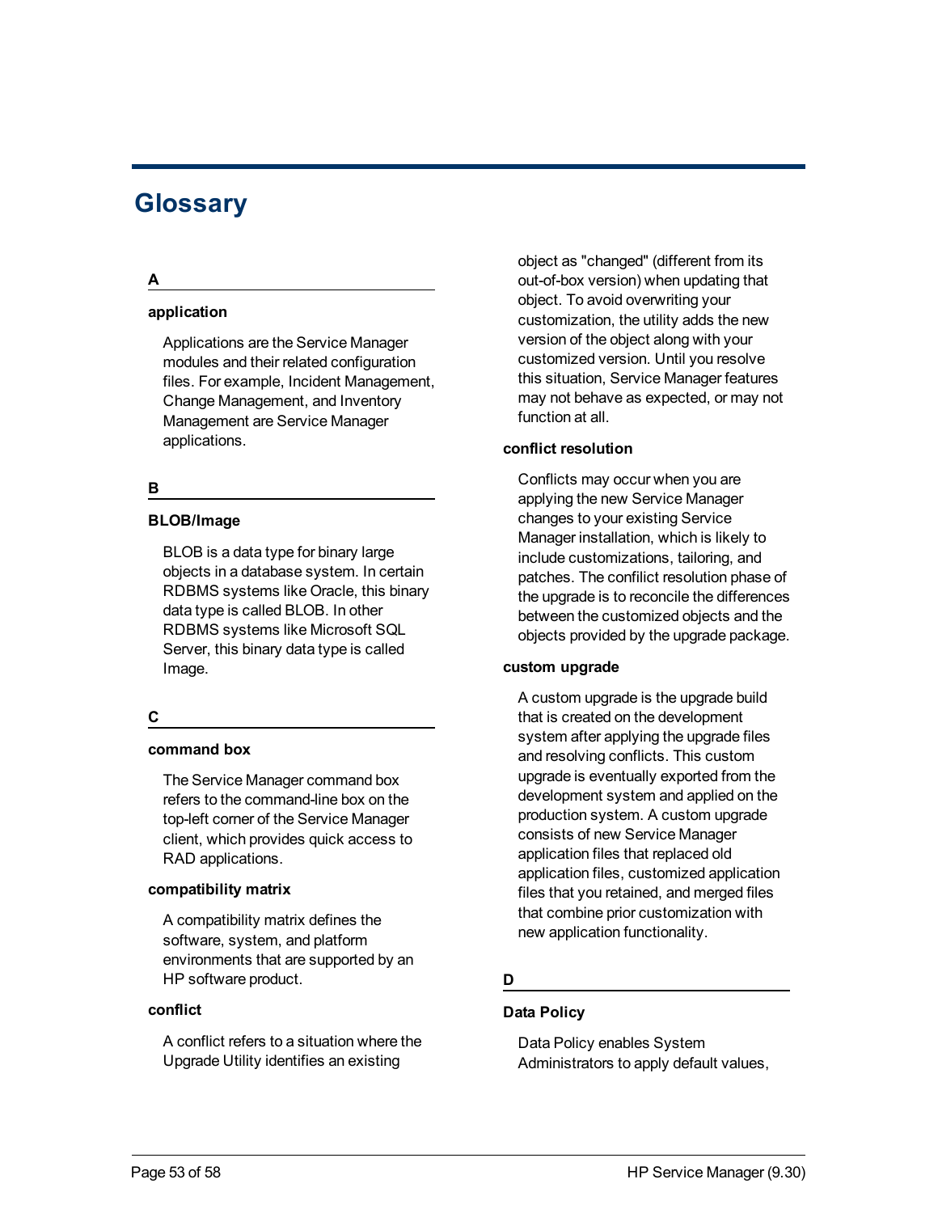# Glossary

## A

**application**

Applications are the Service Manager modules and their related configuration files. For example, Incident Management, Change Management, and Inventory Management are Service Manager applications.

## B

**BLOB/Image**

BLOB is a data type for binary large objects in a database system. In certain RDBMS systems like Oracle, this binary data type is called BLOB. In other RDBMS systems like Microsoft SQL Server, this binary data type is called Image.

## C

**command box**

The Service Manager command box refers to the command-line box on the top-left corner of the Service Manager client, which provides quick access to RAD applications.

**compatibility matrix**

A compatibility matrix defines the software, system, and platform environments that are supported by an HP software product.

**conflict**

A conflict refers to a situation where the Upgrade Utility identifies an existing object as "changed" (different from its out-of-box version) when updating that object. To avoid overwriting your customization, the utility adds the new version of the object along with your customized version. Until you resolve this situation, Service Manager features may not behave as expected, or may not function at all.

**conflict resolution**

Conflicts may occur when you are applying the new Service Manager changes to your existing Service Manager installation, which is likely to include customizations, tailoring, and patches. The confilict resolution phase of the upgrade is to reconcile the differences between the customized objects and the objects provided by the upgrade package.

**custom upgrade**

A custom upgrade is the upgrade build that is created on the development system after applying the upgrade files and resolving conflicts. This custom upgrade is eventually exported from the development system and applied on the production system. A custom upgrade consists of new Service Manager application files that replaced old application files, customized application files that you retained, and merged files that combine prior customization with new application functionality.

## D

**Data Policy**

Data Policy enables System Administrators to apply default values,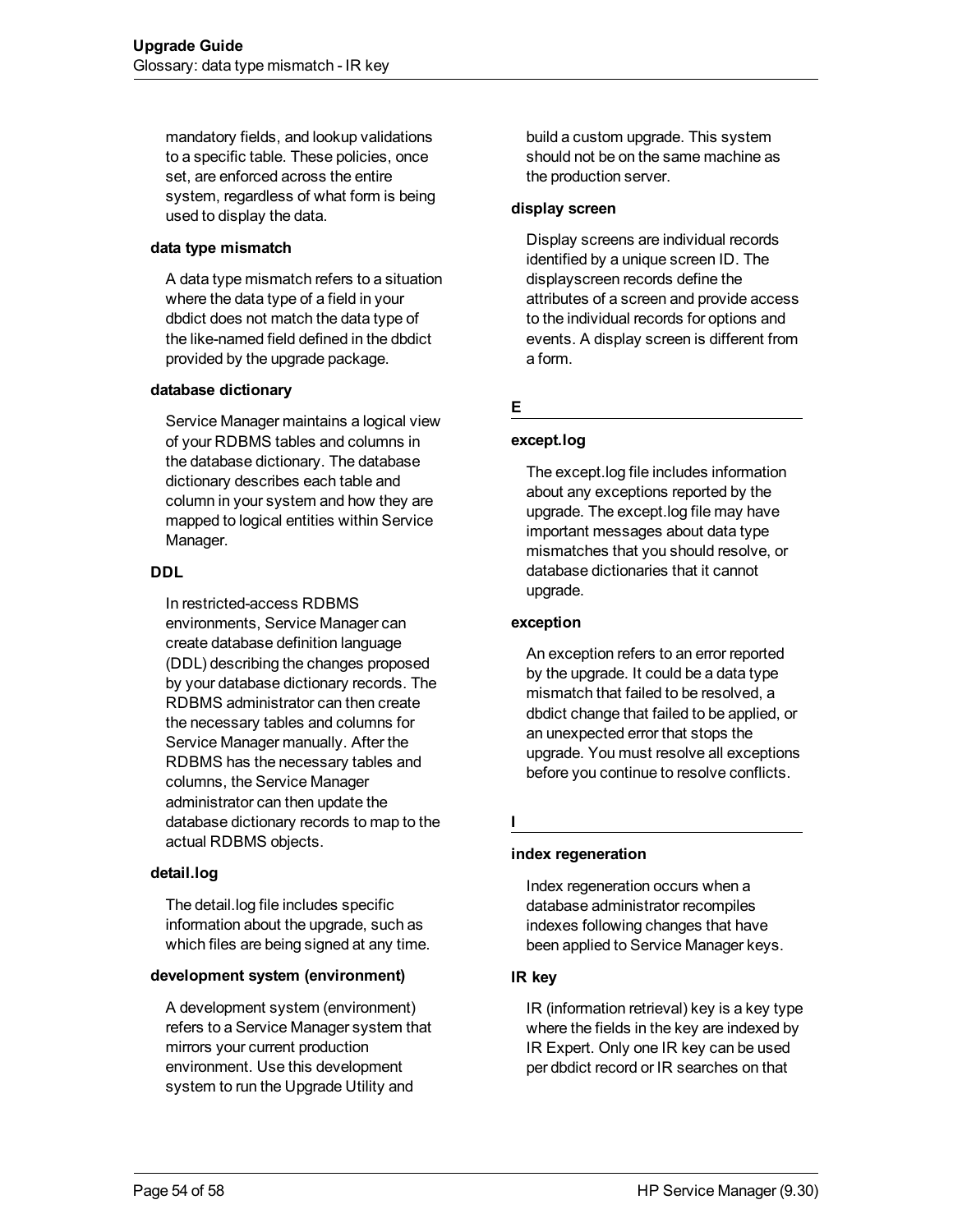mandatory fields, and lookup validations to a specific table. These policies, once set, are enforced across the entire system, regardless of what form is being used to display the data.

**data type mismatch**

A data type mismatch refers to a situation where the data type of a field in your dbdict does not match the data type of the like-named field defined in the dbdict provided by the upgrade package.

**database dictionary**

Service Manager maintains a logical view of your RDBMS tables and columns in the database dictionary. The database dictionary describes each table and column in your system and how they are mapped to logical entities within Service Manager.

**DDL**

In restricted-access RDBMS environments, Service Manager can create database definition language (DDL) describing the changes proposed by your database dictionary records. The RDBMS administrator can then create the necessary tables and columns for Service Manager manually. After the RDBMS has the necessary tables and columns, the Service Manager administrator can then update the database dictionary records to map to the actual RDBMS objects.

**detail.log**

The detail.log file includes specific information about the upgrade, such as which files are being signed at any time.

**development system (environment)**

A development system (environment) refers to a Service Manager system that mirrors your current production environment. Use this development system to run the Upgrade Utility and build a custom upgrade. This system should not be on the same machine as the production server.

**display screen**

Display screens are individual records identified by a unique screen ID. The displayscreen records define the attributes of a screen and provide access to the individual records for options and events. A display screen is different from a form.

## E

**except.log**

The except.log file includes information about any exceptions reported by the upgrade. The except.log file may have important messages about data type mismatches that you should resolve, or database dictionaries that it cannot upgrade.

**exception**

An exception refers to an error reported by the upgrade. It could be a data type mismatch that failed to be resolved, a dbdict change that failed to be applied, or an unexpected error that stops the upgrade. You must resolve all exceptions before you continue to resolve conflicts.

## I

**index regeneration**

Index regeneration occurs when a database administrator recompiles indexes following changes that have been applied to Service Manager keys.

**IR key**

IR (information retrieval) key is a key type where the fields in the key are indexed by IR Expert. Only one IR key can be used per dbdict record or IR searches on that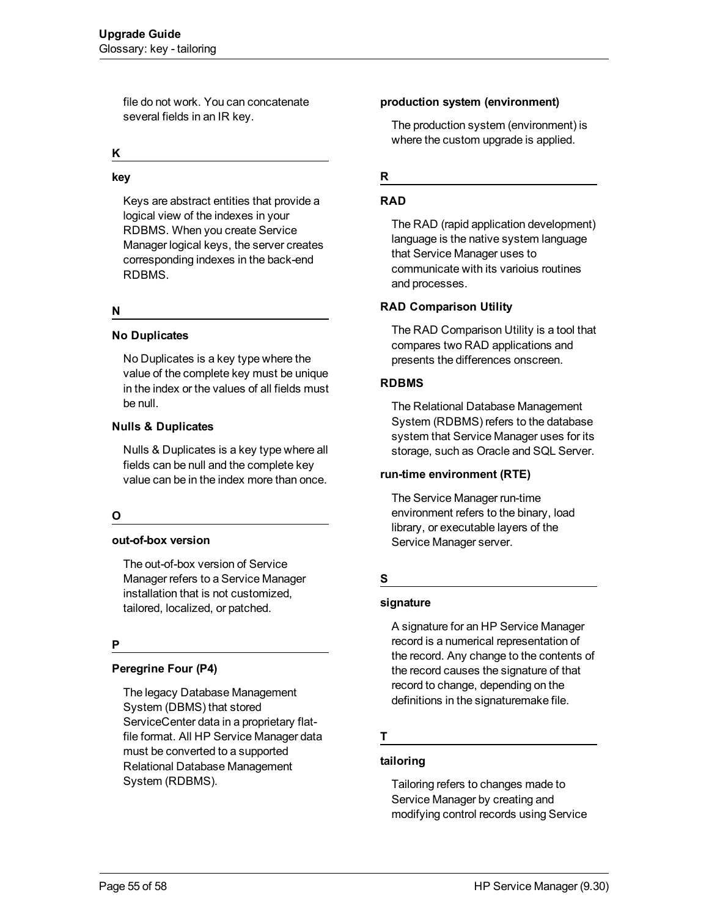file do not work. You can concatenate several fields in an IR key.

## K

### key

Keys are abstract entities that provide a logical view of the indexes in your RDBMS. When you create Service Manager logical keys, the server creates corresponding indexes in the back-end RDBMS.

## N

### No Duplicates

No Duplicates is a key type where the value of the complete key must be unique in the index or the values of all fields must be null.

### Nulls & Duplicates

Nulls & Duplicates is a key type where all fields can be null and the complete key value can be in the index more than once.

## O

### out-of-box version

The out-of-box version of Service Manager refers to a Service Manager installation that is not customized, tailored, localized, or patched.

## P

### Peregrine Four (P4)

The legacy Database Management System (DBMS) that stored ServiceCenter data in a proprietary flat-file format. All HP Service Manager data must be converted to a supported Relational Database Management System (RDBMS).

### production system (environment)

The production system (environment) is where the custom upgrade is applied.

## R

### RAD

The RAD (rapid application development) language is the native system language that Service Manager uses to communicate with its varioius routines and processes.

### RAD Comparison Utility

The RAD Comparison Utility is a tool that compares two RAD applications and presents the differences onscreen.

### RDBMS

The Relational Database Management System (RDBMS) refers to the database system that Service Manager uses for its storage, such as Oracle and SQL Server.

### run-time environment (RTE)

The Service Manager run-time environment refers to the binary, load library, or executable layers of the Service Manager server.

## S

### signature

A signature for an HP Service Manager record is a numerical representation of the record. Any change to the contents of the record causes the signature of that record to change, depending on the definitions in the signaturemake file.

## T

### tailoring

Tailoring refers to changes made to Service Manager by creating and modifying control records using Service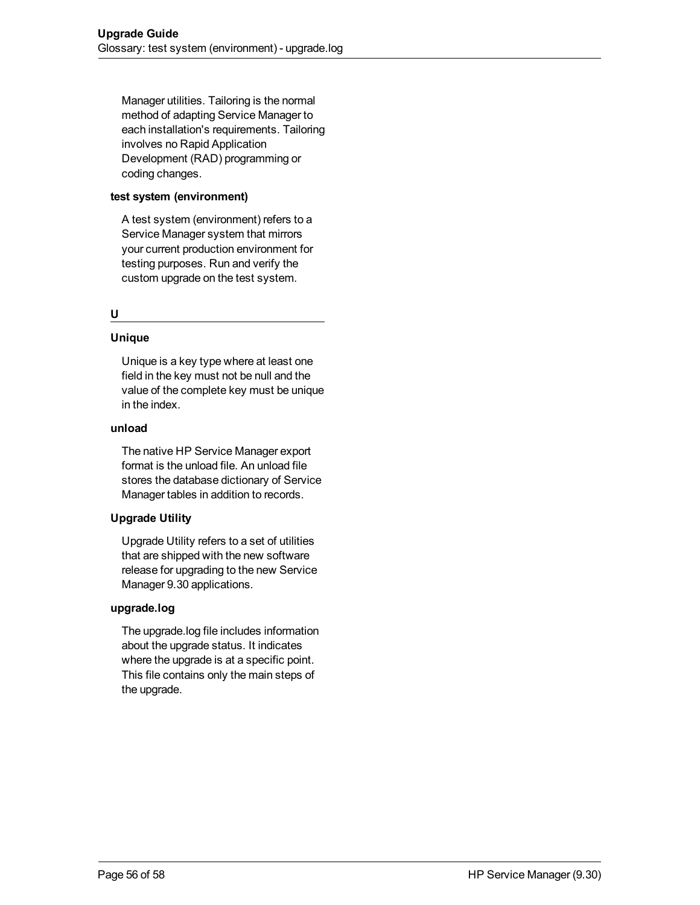Manager utilities. Tailoring is the normal method of adapting Service Manager to each installation's requirements. Tailoring involves no Rapid Application Development (RAD) programming or coding changes.

**test system (environment)**

A test system (environment) refers to a Service Manager system that mirrors your current production environment for testing purposes. Run and verify the custom upgrade on the test system.

## U

**Unique**

Unique is a key type where at least one field in the key must not be null and the value of the complete key must be unique in the index.

**unload**

The native HP Service Manager export format is the unload file. An unload file stores the database dictionary of Service Manager tables in addition to records.

**Upgrade Utility**

Upgrade Utility refers to a set of utilities that are shipped with the new software release for upgrading to the new Service Manager 9.30 applications.

**upgrade.log**

The upgrade.log file includes information about the upgrade status. It indicates where the upgrade is at a specific point. This file contains only the main steps of the upgrade.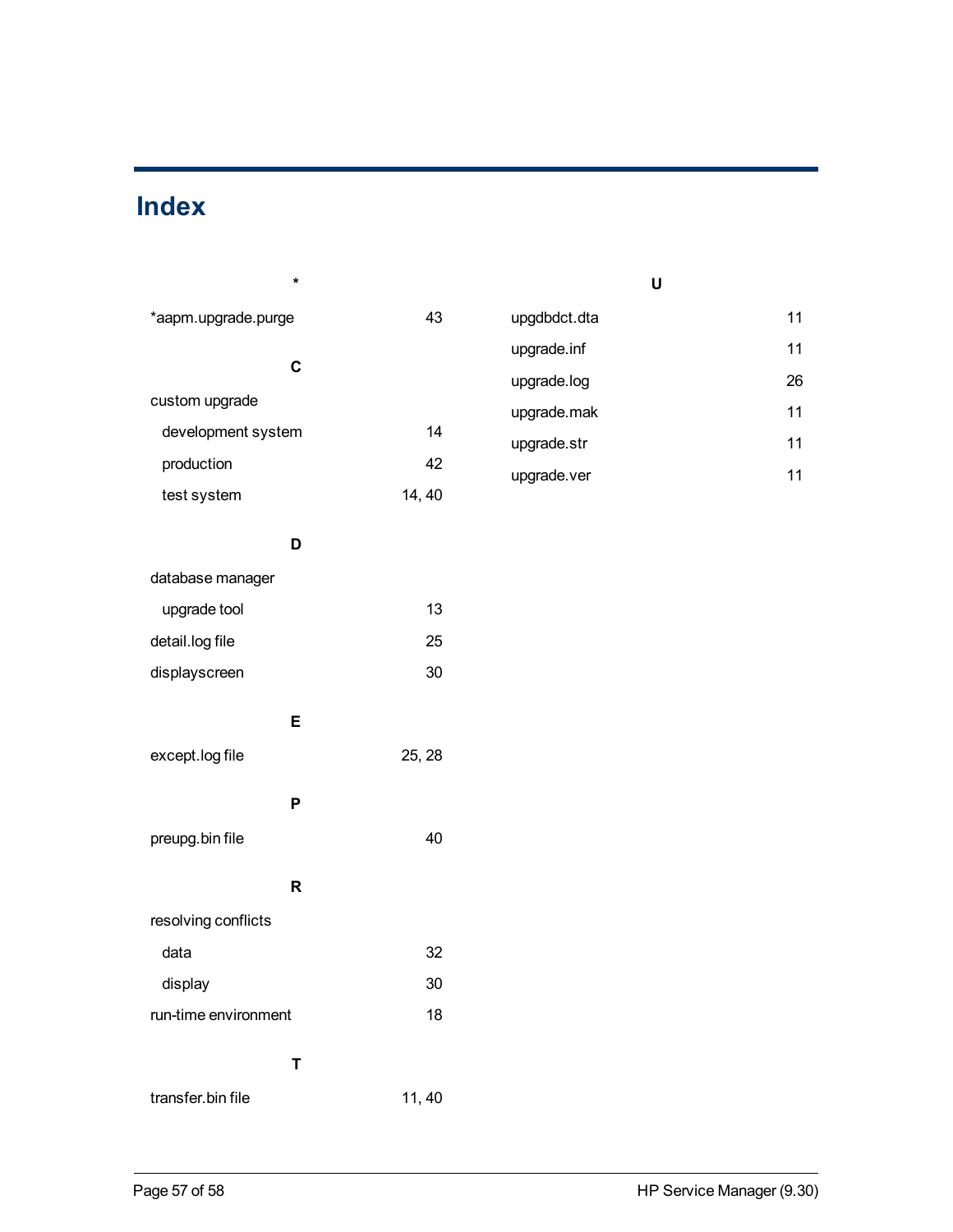# Index

**\***

*aapm.upgrade.purge 43

**C**

custom upgrade
- development system 14
- production 42
- test system 14, 40

**D**

database manager
- upgrade tool 13

detail.log file 25

displayscreen 30

**E**

except.log file 25, 28

**P**

preupg.bin file 40

**R**

resolving conflicts
- data 32
- display 30

run-time environment 18

**T**

transfer.bin file 11, 40

**U**

upgdbdct.dta 11

upgrade.inf 11

upgrade.log 26

upgrade.mak 11

upgrade.str 11

upgrade.ver 11